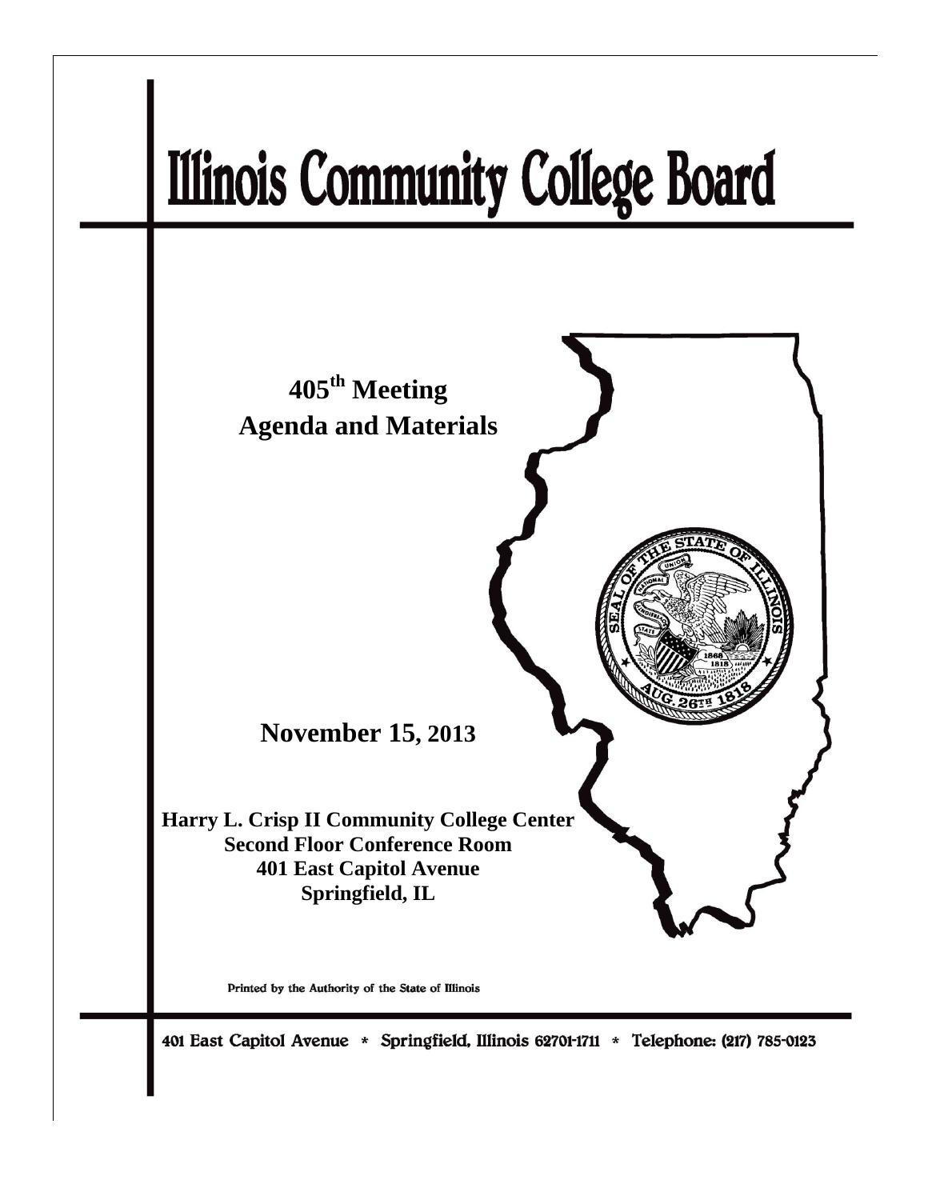# Illinois Community College Board

## 405th Meeting
## Agenda and Materials

**November 15, 2013**

**Harry L. Crisp II Community College Center**
**Second Floor Conference Room**
**401 East Capitol Avenue**
**Springfield, IL**

Printed by the Authority of the State of Illinois

401 East Capitol Avenue * Springfield, Illinois 62701-1711 * Telephone: (217) 785-0123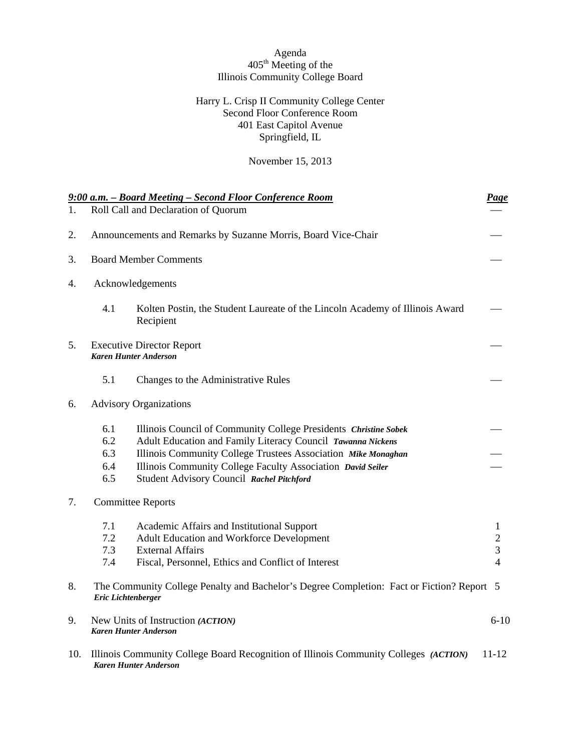Agenda
405th Meeting of the
Illinois Community College Board

Harry L. Crisp II Community College Center
Second Floor Conference Room
401 East Capitol Avenue
Springfield, IL

November 15, 2013

| ***9:00 a.m. – Board Meeting – Second Floor Conference Room*** | | | ***Page*** |
|---|---|---|---|
| 1. | Roll Call and Declaration of Quorum | | — |
| 2. | Announcements and Remarks by Suzanne Morris, Board Vice-Chair | | — |
| 3. | Board Member Comments | | — |
| 4. | Acknowledgements | | |
| | 4.1 | Kolten Postin, the Student Laureate of the Lincoln Academy of Illinois Award Recipient | — |
| 5. | Executive Director Report<br>***Karen Hunter Anderson*** | | — |
| | 5.1 | Changes to the Administrative Rules | — |
| 6. | Advisory Organizations | | |
| | 6.1 | Illinois Council of Community College Presidents ***Christine Sobek*** | — |
| | 6.2 | Adult Education and Family Literacy Council ***Tawanna Nickens*** | |
| | 6.3 | Illinois Community College Trustees Association ***Mike Monaghan*** | — |
| | 6.4 | Illinois Community College Faculty Association ***David Seiler*** | — |
| | 6.5 | Student Advisory Council ***Rachel Pitchford*** | |
| 7. | Committee Reports | | |
| | 7.1 | Academic Affairs and Institutional Support | 1 |
| | 7.2 | Adult Education and Workforce Development | 2 |
| | 7.3 | External Affairs | 3 |
| | 7.4 | Fiscal, Personnel, Ethics and Conflict of Interest | 4 |
| 8. | The Community College Penalty and Bachelor's Degree Completion: Fact or Fiction? Report<br>***Eric Lichtenberger*** | | 5 |
| 9. | New Units of Instruction ***(ACTION)***<br>***Karen Hunter Anderson*** | | 6-10 |
| 10. | Illinois Community College Board Recognition of Illinois Community Colleges ***(ACTION)***<br>***Karen Hunter Anderson*** | | 11-12 |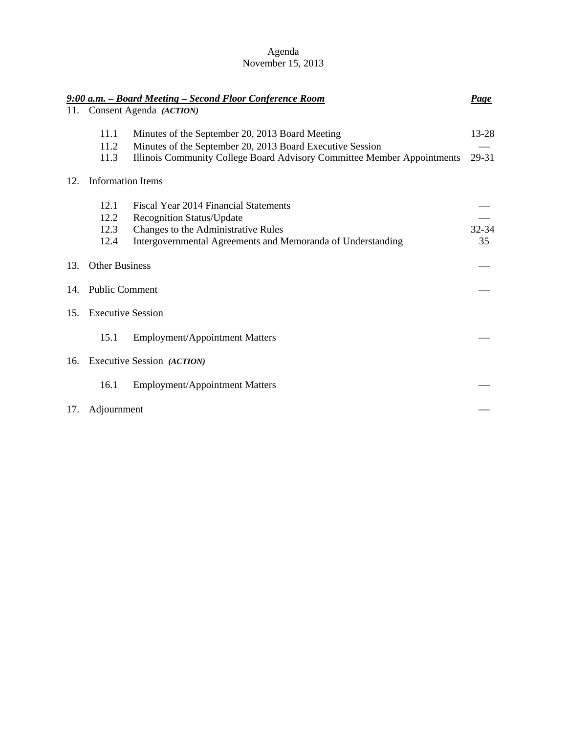Agenda
November 15, 2013

| ***9:00 a.m. – Board Meeting – Second Floor Conference Room*** | | ***Page*** |
|---|---|---|
| 11. | Consent Agenda ***(ACTION)*** | |
| 11.1 | Minutes of the September 20, 2013 Board Meeting | 13-28 |
| 11.2 | Minutes of the September 20, 2013 Board Executive Session | — |
| 11.3 | Illinois Community College Board Advisory Committee Member Appointments | 29-31 |
| 12. | Information Items | |
| 12.1 | Fiscal Year 2014 Financial Statements | — |
| 12.2 | Recognition Status/Update | — |
| 12.3 | Changes to the Administrative Rules | 32-34 |
| 12.4 | Intergovernmental Agreements and Memoranda of Understanding | 35 |
| 13. | Other Business | — |
| 14. | Public Comment | — |
| 15. | Executive Session | |
| 15.1 | Employment/Appointment Matters | — |
| 16. | Executive Session ***(ACTION)*** | |
| 16.1 | Employment/Appointment Matters | — |
| 17. | Adjournment | — |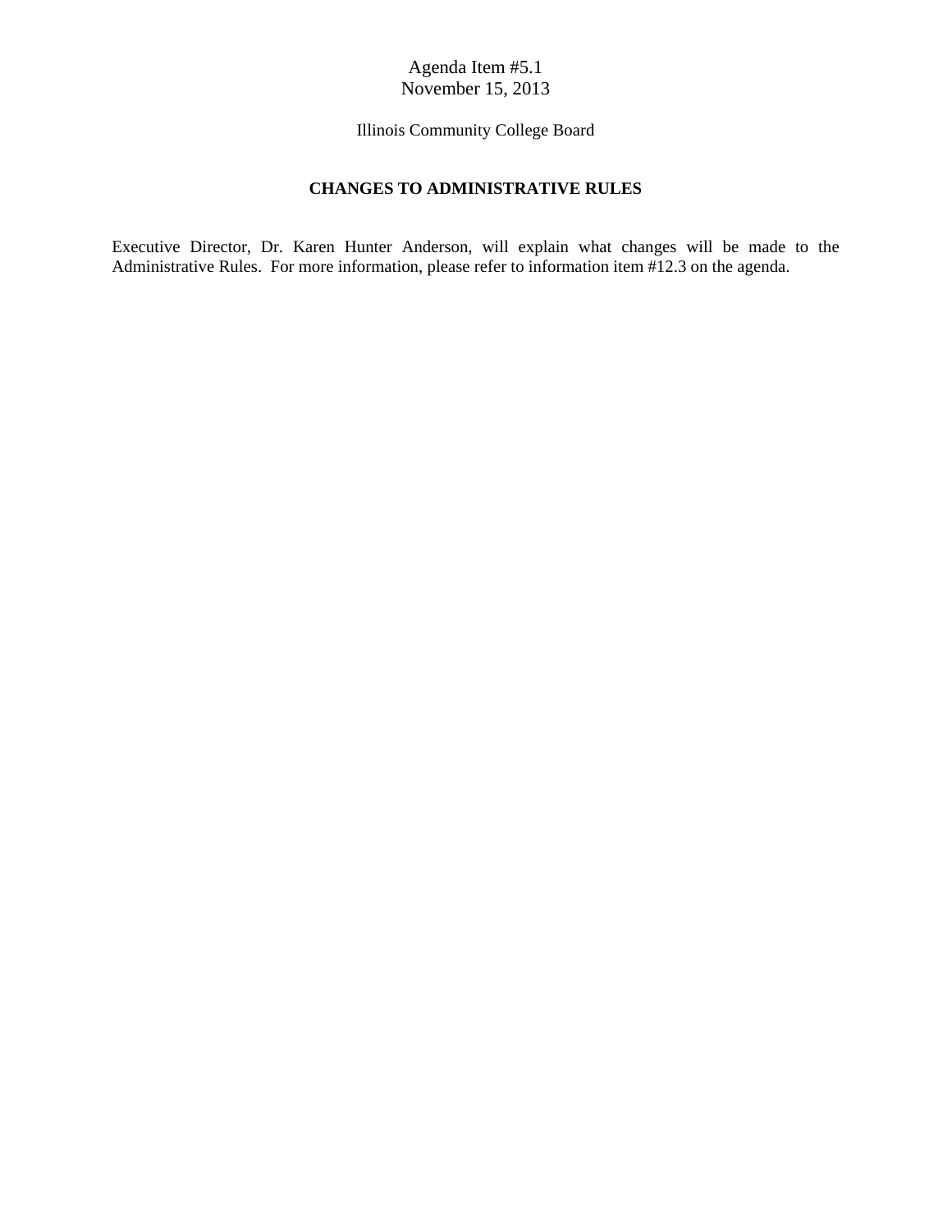Agenda Item #5.1
November 15, 2013

Illinois Community College Board

## CHANGES TO ADMINISTRATIVE RULES

Executive Director, Dr. Karen Hunter Anderson, will explain what changes will be made to the Administrative Rules. For more information, please refer to information item #12.3 on the agenda.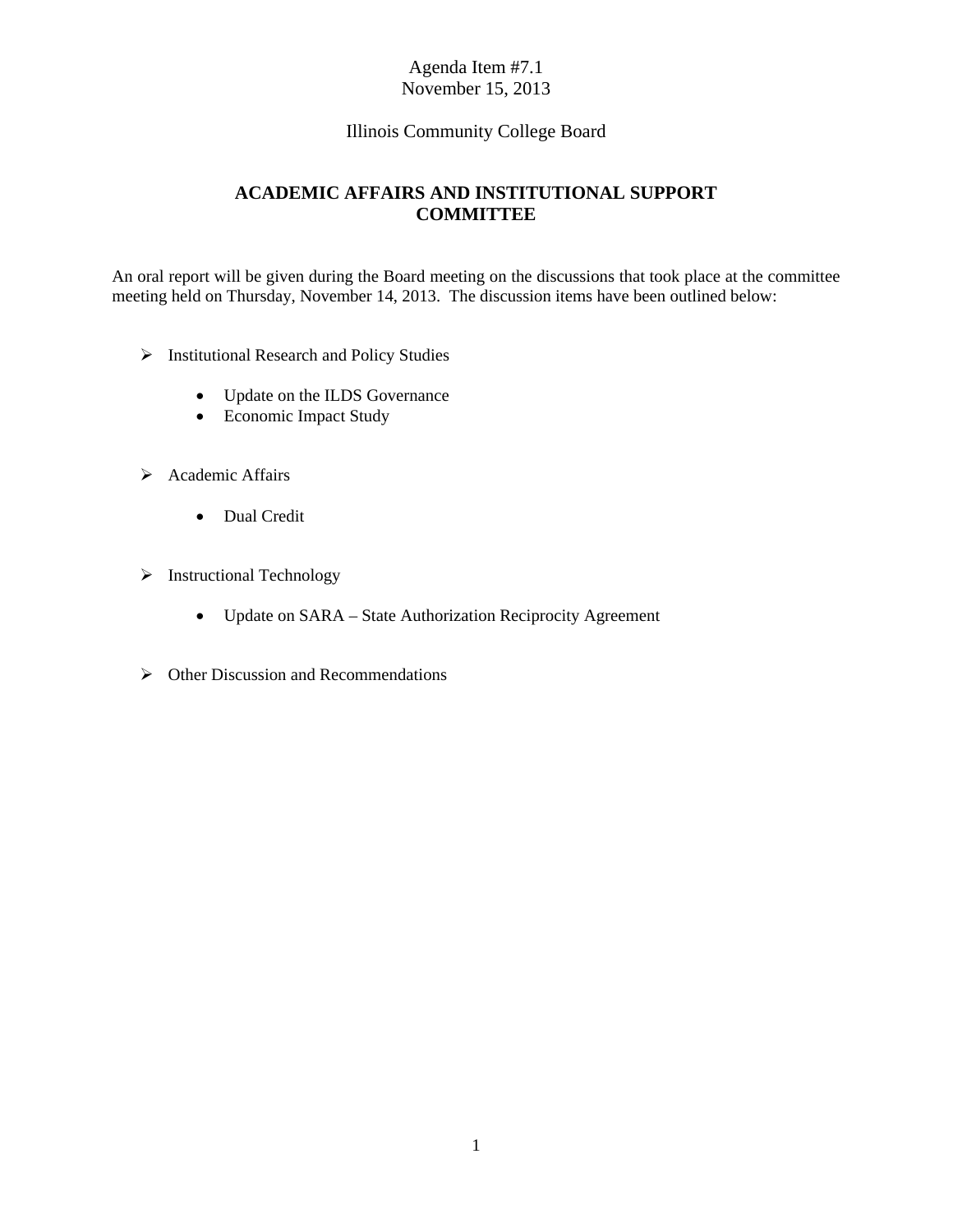Agenda Item #7.1
November 15, 2013

Illinois Community College Board

## ACADEMIC AFFAIRS AND INSTITUTIONAL SUPPORT COMMITTEE

An oral report will be given during the Board meeting on the discussions that took place at the committee meeting held on Thursday, November 14, 2013. The discussion items have been outlined below:

- Institutional Research and Policy Studies
  - Update on the ILDS Governance
  - Economic Impact Study

- Academic Affairs
  - Dual Credit

- Instructional Technology
  - Update on SARA – State Authorization Reciprocity Agreement

- Other Discussion and Recommendations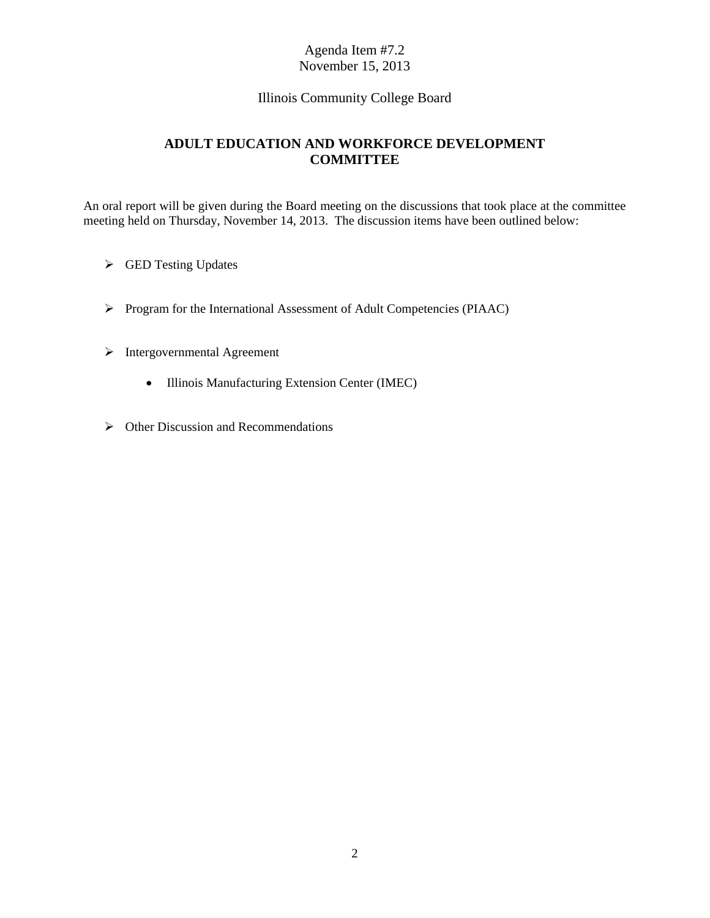Agenda Item #7.2
November 15, 2013

Illinois Community College Board

## ADULT EDUCATION AND WORKFORCE DEVELOPMENT COMMITTEE

An oral report will be given during the Board meeting on the discussions that took place at the committee meeting held on Thursday, November 14, 2013. The discussion items have been outlined below:

- GED Testing Updates
- Program for the International Assessment of Adult Competencies (PIAAC)
- Intergovernmental Agreement
  - Illinois Manufacturing Extension Center (IMEC)
- Other Discussion and Recommendations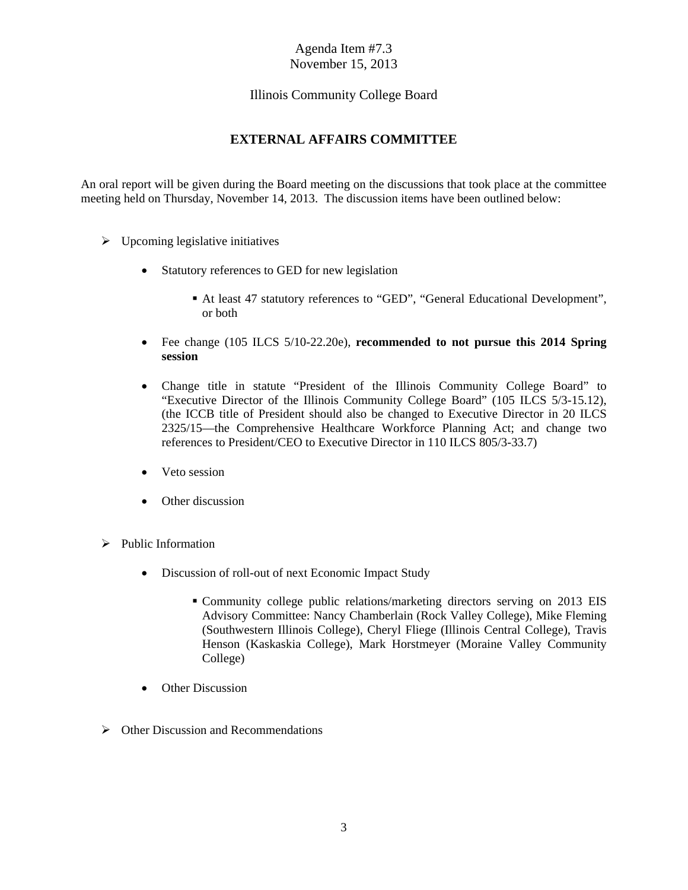Agenda Item #7.3
November 15, 2013

Illinois Community College Board

## EXTERNAL AFFAIRS COMMITTEE

An oral report will be given during the Board meeting on the discussions that took place at the committee meeting held on Thursday, November 14, 2013. The discussion items have been outlined below:

- Upcoming legislative initiatives
  - Statutory references to GED for new legislation
    - At least 47 statutory references to "GED", "General Educational Development", or both
  - Fee change (105 ILCS 5/10-22.20e), **recommended to not pursue this 2014 Spring session**
  - Change title in statute "President of the Illinois Community College Board" to "Executive Director of the Illinois Community College Board" (105 ILCS 5/3-15.12), (the ICCB title of President should also be changed to Executive Director in 20 ILCS 2325/15—the Comprehensive Healthcare Workforce Planning Act; and change two references to President/CEO to Executive Director in 110 ILCS 805/3-33.7)
  - Veto session
  - Other discussion
- Public Information
  - Discussion of roll-out of next Economic Impact Study
    - Community college public relations/marketing directors serving on 2013 EIS Advisory Committee: Nancy Chamberlain (Rock Valley College), Mike Fleming (Southwestern Illinois College), Cheryl Fliege (Illinois Central College), Travis Henson (Kaskaskia College), Mark Horstmeyer (Moraine Valley Community College)
  - Other Discussion
- Other Discussion and Recommendations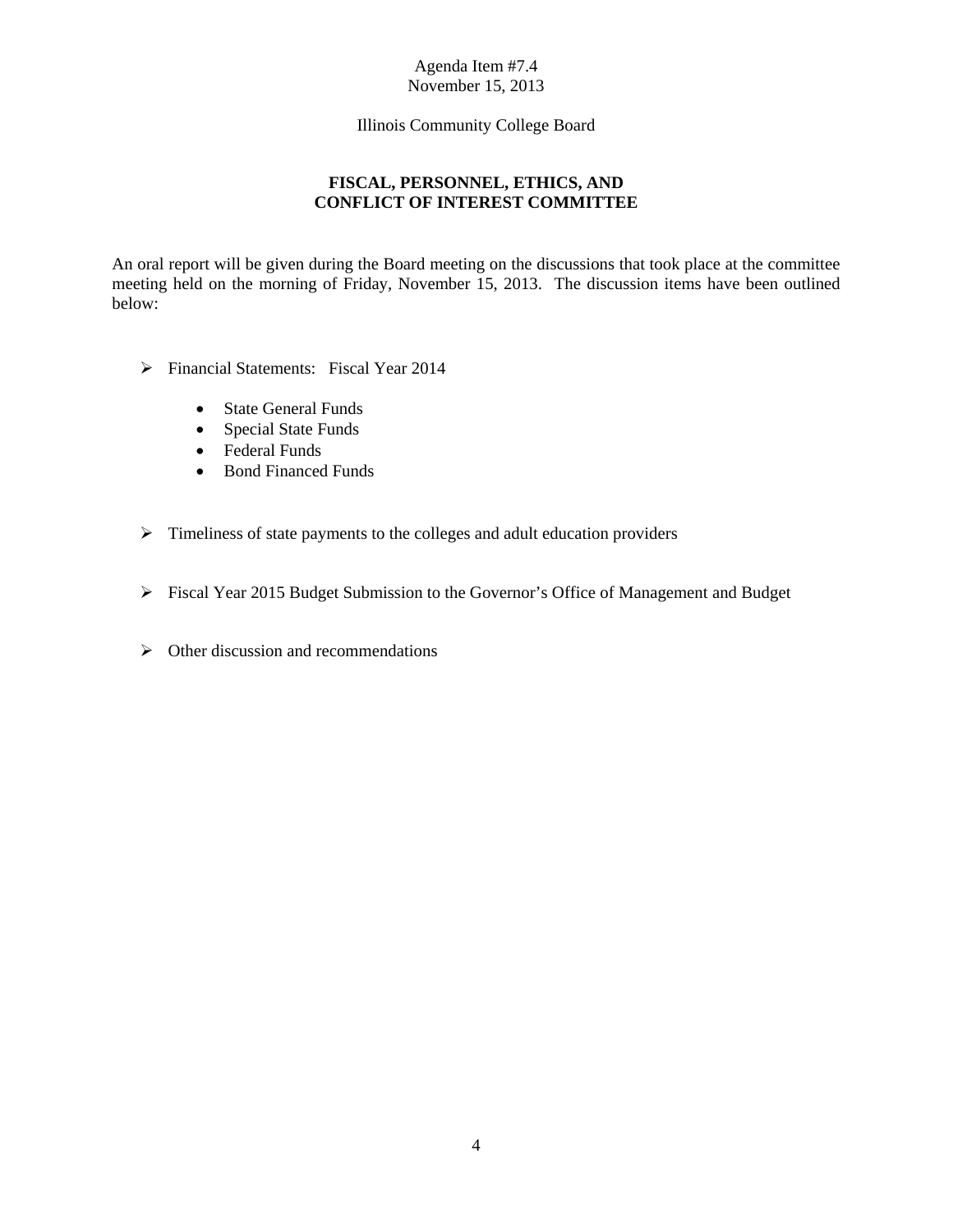Agenda Item #7.4
November 15, 2013

Illinois Community College Board

## FISCAL, PERSONNEL, ETHICS, AND CONFLICT OF INTEREST COMMITTEE

An oral report will be given during the Board meeting on the discussions that took place at the committee meeting held on the morning of Friday, November 15, 2013. The discussion items have been outlined below:

- Financial Statements: Fiscal Year 2014
  - State General Funds
  - Special State Funds
  - Federal Funds
  - Bond Financed Funds

- Timeliness of state payments to the colleges and adult education providers

- Fiscal Year 2015 Budget Submission to the Governor's Office of Management and Budget

- Other discussion and recommendations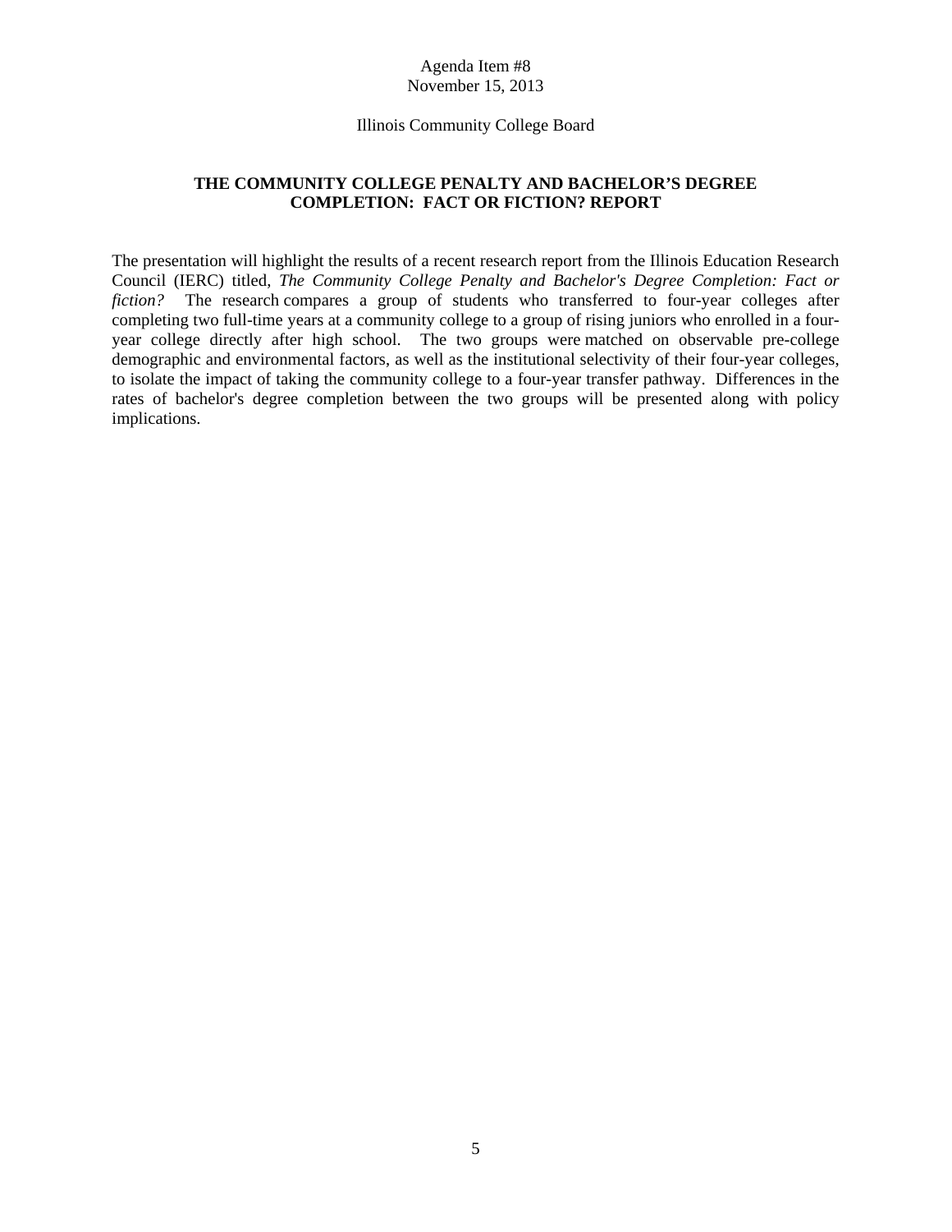Agenda Item #8
November 15, 2013

Illinois Community College Board

## THE COMMUNITY COLLEGE PENALTY AND BACHELOR'S DEGREE COMPLETION: FACT OR FICTION? REPORT

The presentation will highlight the results of a recent research report from the Illinois Education Research Council (IERC) titled, *The Community College Penalty and Bachelor's Degree Completion: Fact or fiction?* The research compares a group of students who transferred to four-year colleges after completing two full-time years at a community college to a group of rising juniors who enrolled in a four-year college directly after high school. The two groups were matched on observable pre-college demographic and environmental factors, as well as the institutional selectivity of their four-year colleges, to isolate the impact of taking the community college to a four-year transfer pathway. Differences in the rates of bachelor's degree completion between the two groups will be presented along with policy implications.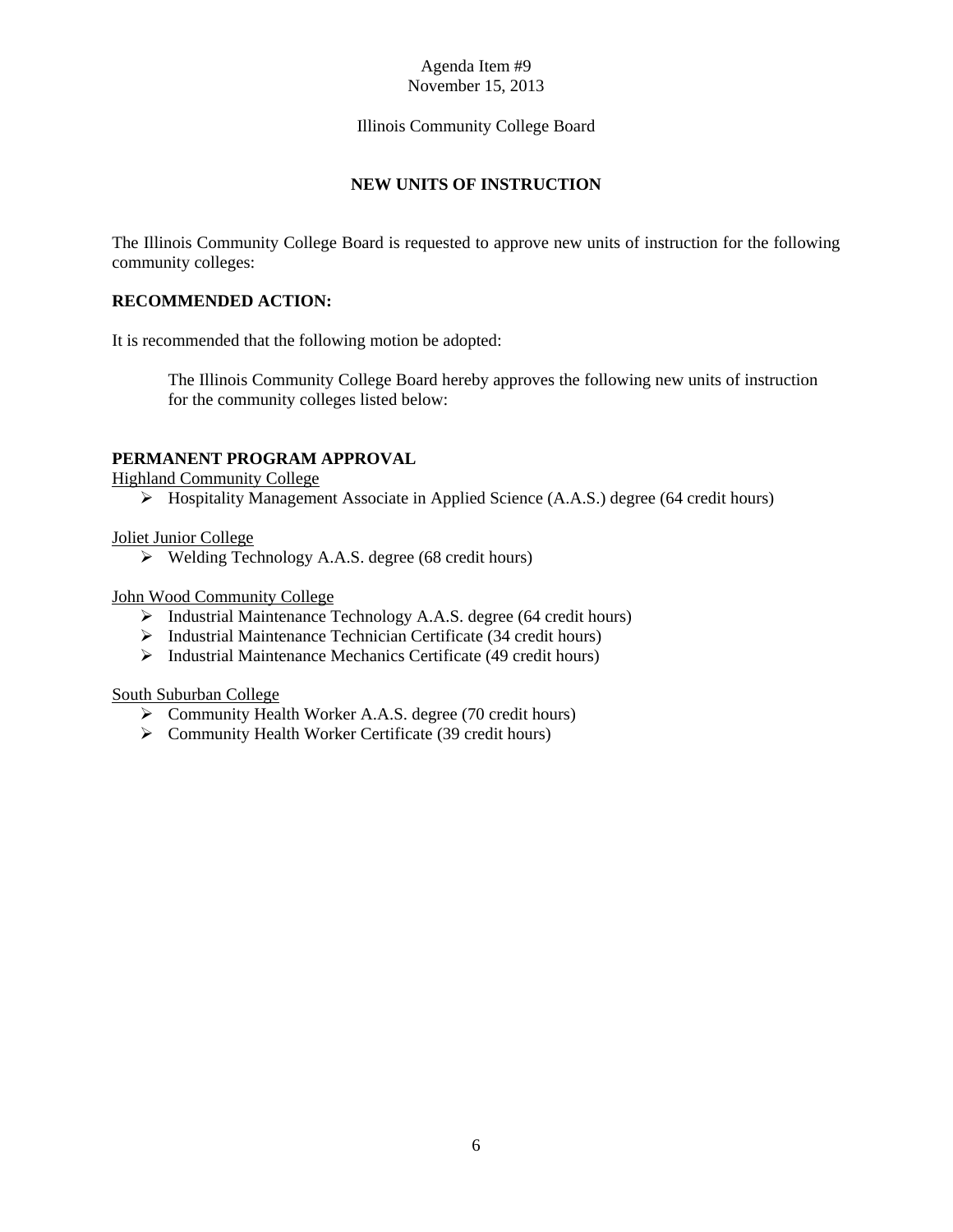Agenda Item #9
November 15, 2013

Illinois Community College Board

## NEW UNITS OF INSTRUCTION

The Illinois Community College Board is requested to approve new units of instruction for the following community colleges:

**RECOMMENDED ACTION:**

It is recommended that the following motion be adopted:

> The Illinois Community College Board hereby approves the following new units of instruction for the community colleges listed below:

**PERMANENT PROGRAM APPROVAL**

Highland Community College

- Hospitality Management Associate in Applied Science (A.A.S.) degree (64 credit hours)

Joliet Junior College

- Welding Technology A.A.S. degree (68 credit hours)

John Wood Community College

- Industrial Maintenance Technology A.A.S. degree (64 credit hours)
- Industrial Maintenance Technician Certificate (34 credit hours)
- Industrial Maintenance Mechanics Certificate (49 credit hours)

South Suburban College

- Community Health Worker A.A.S. degree (70 credit hours)
- Community Health Worker Certificate (39 credit hours)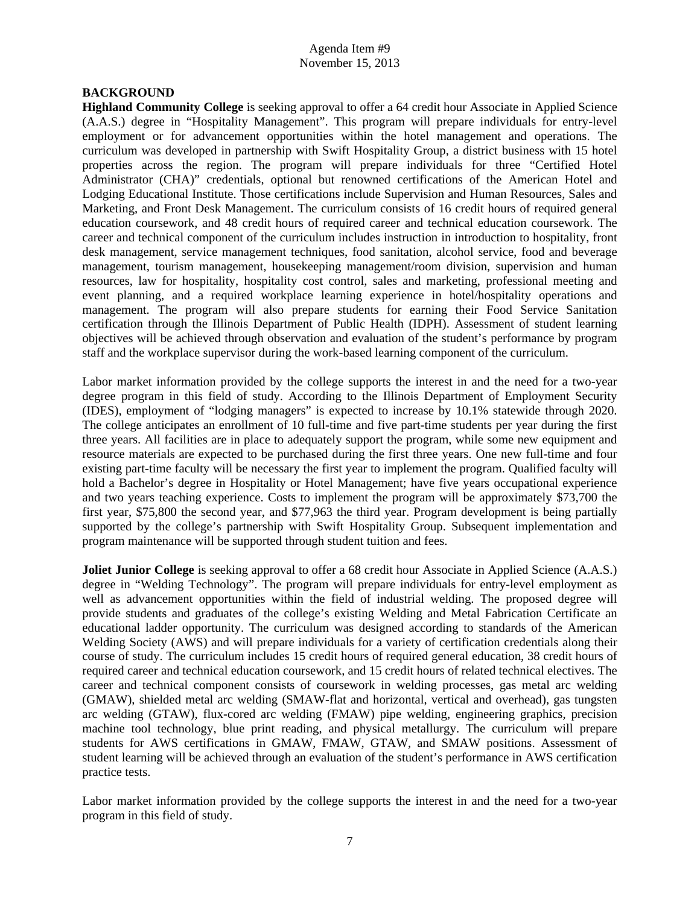Agenda Item #9
November 15, 2013

**BACKGROUND**

**Highland Community College** is seeking approval to offer a 64 credit hour Associate in Applied Science (A.A.S.) degree in "Hospitality Management". This program will prepare individuals for entry-level employment or for advancement opportunities within the hotel management and operations. The curriculum was developed in partnership with Swift Hospitality Group, a district business with 15 hotel properties across the region. The program will prepare individuals for three "Certified Hotel Administrator (CHA)" credentials, optional but renowned certifications of the American Hotel and Lodging Educational Institute. Those certifications include Supervision and Human Resources, Sales and Marketing, and Front Desk Management. The curriculum consists of 16 credit hours of required general education coursework, and 48 credit hours of required career and technical education coursework. The career and technical component of the curriculum includes instruction in introduction to hospitality, front desk management, service management techniques, food sanitation, alcohol service, food and beverage management, tourism management, housekeeping management/room division, supervision and human resources, law for hospitality, hospitality cost control, sales and marketing, professional meeting and event planning, and a required workplace learning experience in hotel/hospitality operations and management. The program will also prepare students for earning their Food Service Sanitation certification through the Illinois Department of Public Health (IDPH). Assessment of student learning objectives will be achieved through observation and evaluation of the student's performance by program staff and the workplace supervisor during the work-based learning component of the curriculum.

Labor market information provided by the college supports the interest in and the need for a two-year degree program in this field of study. According to the Illinois Department of Employment Security (IDES), employment of "lodging managers" is expected to increase by 10.1% statewide through 2020. The college anticipates an enrollment of 10 full-time and five part-time students per year during the first three years. All facilities are in place to adequately support the program, while some new equipment and resource materials are expected to be purchased during the first three years. One new full-time and four existing part-time faculty will be necessary the first year to implement the program. Qualified faculty will hold a Bachelor's degree in Hospitality or Hotel Management; have five years occupational experience and two years teaching experience. Costs to implement the program will be approximately $73,700 the first year, $75,800 the second year, and $77,963 the third year. Program development is being partially supported by the college's partnership with Swift Hospitality Group. Subsequent implementation and program maintenance will be supported through student tuition and fees.

**Joliet Junior College** is seeking approval to offer a 68 credit hour Associate in Applied Science (A.A.S.) degree in "Welding Technology". The program will prepare individuals for entry-level employment as well as advancement opportunities within the field of industrial welding. The proposed degree will provide students and graduates of the college's existing Welding and Metal Fabrication Certificate an educational ladder opportunity. The curriculum was designed according to standards of the American Welding Society (AWS) and will prepare individuals for a variety of certification credentials along their course of study. The curriculum includes 15 credit hours of required general education, 38 credit hours of required career and technical education coursework, and 15 credit hours of related technical electives. The career and technical component consists of coursework in welding processes, gas metal arc welding (GMAW), shielded metal arc welding (SMAW-flat and horizontal, vertical and overhead), gas tungsten arc welding (GTAW), flux-cored arc welding (FMAW) pipe welding, engineering graphics, precision machine tool technology, blue print reading, and physical metallurgy. The curriculum will prepare students for AWS certifications in GMAW, FMAW, GTAW, and SMAW positions. Assessment of student learning will be achieved through an evaluation of the student's performance in AWS certification practice tests.

Labor market information provided by the college supports the interest in and the need for a two-year program in this field of study.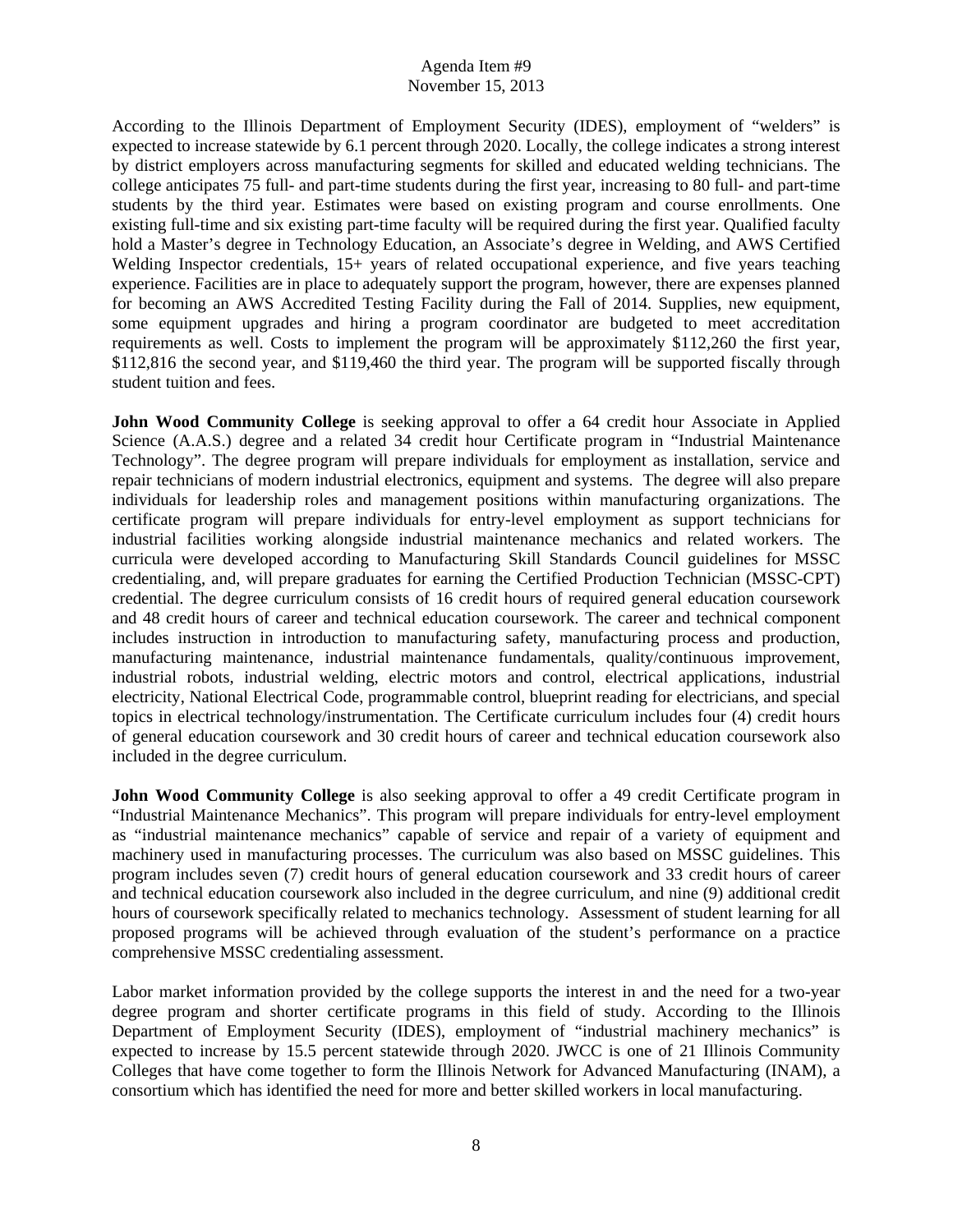According to the Illinois Department of Employment Security (IDES), employment of "welders" is expected to increase statewide by 6.1 percent through 2020. Locally, the college indicates a strong interest by district employers across manufacturing segments for skilled and educated welding technicians. The college anticipates 75 full- and part-time students during the first year, increasing to 80 full- and part-time students by the third year. Estimates were based on existing program and course enrollments. One existing full-time and six existing part-time faculty will be required during the first year. Qualified faculty hold a Master's degree in Technology Education, an Associate's degree in Welding, and AWS Certified Welding Inspector credentials, 15+ years of related occupational experience, and five years teaching experience. Facilities are in place to adequately support the program, however, there are expenses planned for becoming an AWS Accredited Testing Facility during the Fall of 2014. Supplies, new equipment, some equipment upgrades and hiring a program coordinator are budgeted to meet accreditation requirements as well. Costs to implement the program will be approximately $112,260 the first year, $112,816 the second year, and $119,460 the third year. The program will be supported fiscally through student tuition and fees.

**John Wood Community College** is seeking approval to offer a 64 credit hour Associate in Applied Science (A.A.S.) degree and a related 34 credit hour Certificate program in "Industrial Maintenance Technology". The degree program will prepare individuals for employment as installation, service and repair technicians of modern industrial electronics, equipment and systems. The degree will also prepare individuals for leadership roles and management positions within manufacturing organizations. The certificate program will prepare individuals for entry-level employment as support technicians for industrial facilities working alongside industrial maintenance mechanics and related workers. The curricula were developed according to Manufacturing Skill Standards Council guidelines for MSSC credentialing, and, will prepare graduates for earning the Certified Production Technician (MSSC-CPT) credential. The degree curriculum consists of 16 credit hours of required general education coursework and 48 credit hours of career and technical education coursework. The career and technical component includes instruction in introduction to manufacturing safety, manufacturing process and production, manufacturing maintenance, industrial maintenance fundamentals, quality/continuous improvement, industrial robots, industrial welding, electric motors and control, electrical applications, industrial electricity, National Electrical Code, programmable control, blueprint reading for electricians, and special topics in electrical technology/instrumentation. The Certificate curriculum includes four (4) credit hours of general education coursework and 30 credit hours of career and technical education coursework also included in the degree curriculum.

**John Wood Community College** is also seeking approval to offer a 49 credit Certificate program in "Industrial Maintenance Mechanics". This program will prepare individuals for entry-level employment as "industrial maintenance mechanics" capable of service and repair of a variety of equipment and machinery used in manufacturing processes. The curriculum was also based on MSSC guidelines. This program includes seven (7) credit hours of general education coursework and 33 credit hours of career and technical education coursework also included in the degree curriculum, and nine (9) additional credit hours of coursework specifically related to mechanics technology. Assessment of student learning for all proposed programs will be achieved through evaluation of the student's performance on a practice comprehensive MSSC credentialing assessment.

Labor market information provided by the college supports the interest in and the need for a two-year degree program and shorter certificate programs in this field of study. According to the Illinois Department of Employment Security (IDES), employment of "industrial machinery mechanics" is expected to increase by 15.5 percent statewide through 2020. JWCC is one of 21 Illinois Community Colleges that have come together to form the Illinois Network for Advanced Manufacturing (INAM), a consortium which has identified the need for more and better skilled workers in local manufacturing.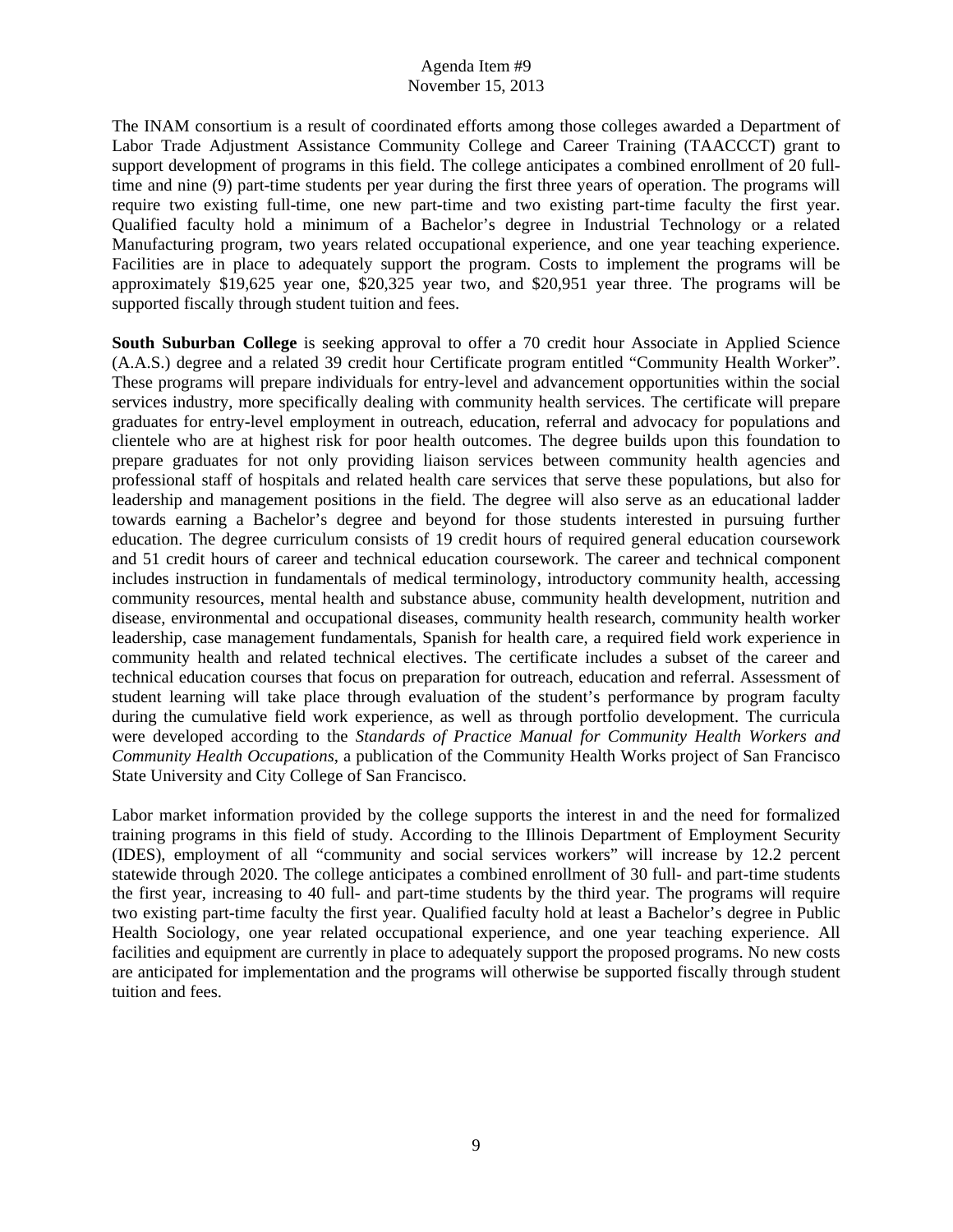The INAM consortium is a result of coordinated efforts among those colleges awarded a Department of Labor Trade Adjustment Assistance Community College and Career Training (TAACCCT) grant to support development of programs in this field. The college anticipates a combined enrollment of 20 full-time and nine (9) part-time students per year during the first three years of operation. The programs will require two existing full-time, one new part-time and two existing part-time faculty the first year. Qualified faculty hold a minimum of a Bachelor's degree in Industrial Technology or a related Manufacturing program, two years related occupational experience, and one year teaching experience. Facilities are in place to adequately support the program. Costs to implement the programs will be approximately $19,625 year one, $20,325 year two, and $20,951 year three. The programs will be supported fiscally through student tuition and fees.

**South Suburban College** is seeking approval to offer a 70 credit hour Associate in Applied Science (A.A.S.) degree and a related 39 credit hour Certificate program entitled "Community Health Worker". These programs will prepare individuals for entry-level and advancement opportunities within the social services industry, more specifically dealing with community health services. The certificate will prepare graduates for entry-level employment in outreach, education, referral and advocacy for populations and clientele who are at highest risk for poor health outcomes. The degree builds upon this foundation to prepare graduates for not only providing liaison services between community health agencies and professional staff of hospitals and related health care services that serve these populations, but also for leadership and management positions in the field. The degree will also serve as an educational ladder towards earning a Bachelor's degree and beyond for those students interested in pursuing further education. The degree curriculum consists of 19 credit hours of required general education coursework and 51 credit hours of career and technical education coursework. The career and technical component includes instruction in fundamentals of medical terminology, introductory community health, accessing community resources, mental health and substance abuse, community health development, nutrition and disease, environmental and occupational diseases, community health research, community health worker leadership, case management fundamentals, Spanish for health care, a required field work experience in community health and related technical electives. The certificate includes a subset of the career and technical education courses that focus on preparation for outreach, education and referral. Assessment of student learning will take place through evaluation of the student's performance by program faculty during the cumulative field work experience, as well as through portfolio development. The curricula were developed according to the *Standards of Practice Manual for Community Health Workers and Community Health Occupations*, a publication of the Community Health Works project of San Francisco State University and City College of San Francisco.

Labor market information provided by the college supports the interest in and the need for formalized training programs in this field of study. According to the Illinois Department of Employment Security (IDES), employment of all "community and social services workers" will increase by 12.2 percent statewide through 2020. The college anticipates a combined enrollment of 30 full- and part-time students the first year, increasing to 40 full- and part-time students by the third year. The programs will require two existing part-time faculty the first year. Qualified faculty hold at least a Bachelor's degree in Public Health Sociology, one year related occupational experience, and one year teaching experience. All facilities and equipment are currently in place to adequately support the proposed programs. No new costs are anticipated for implementation and the programs will otherwise be supported fiscally through student tuition and fees.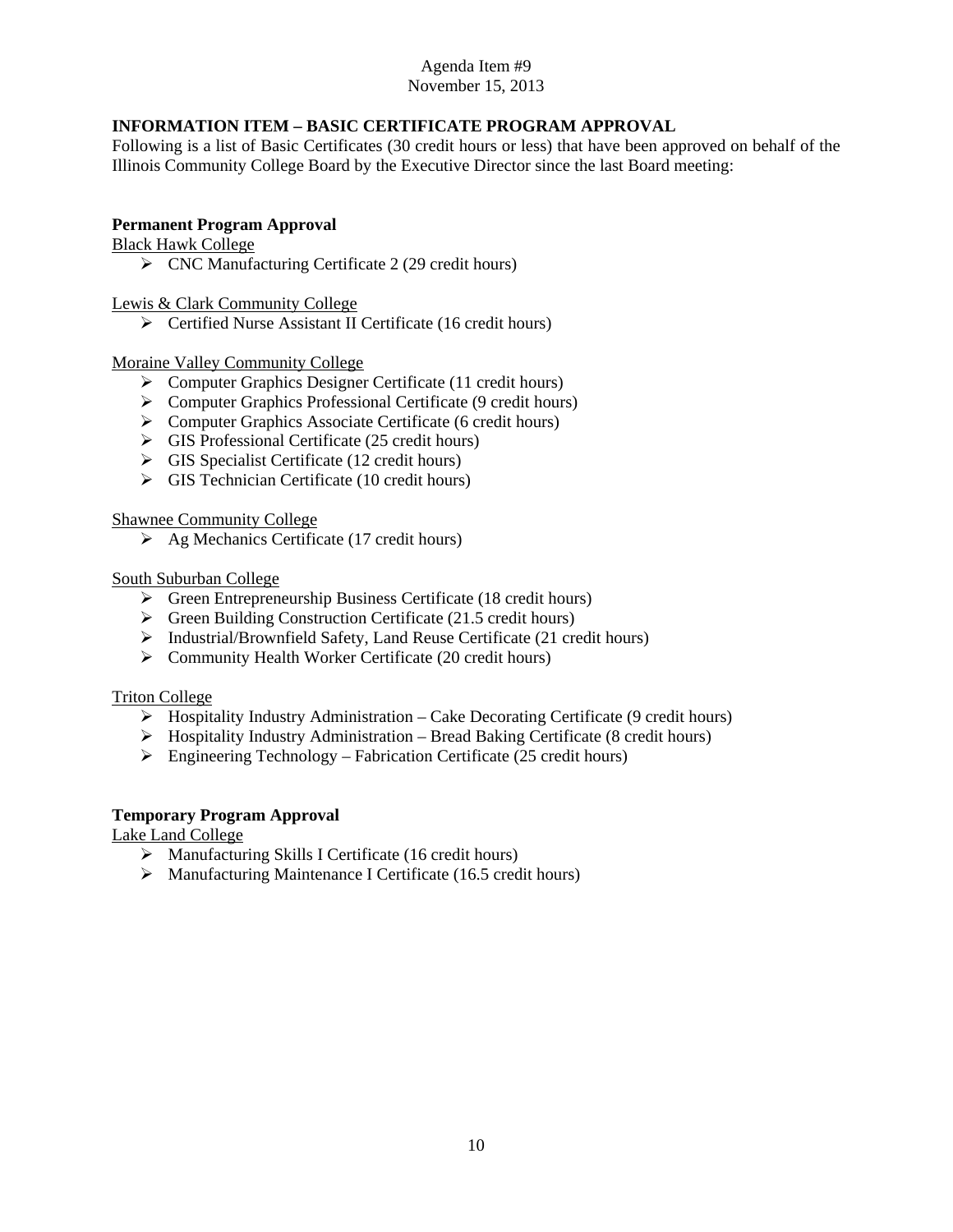Agenda Item #9
November 15, 2013

## INFORMATION ITEM – BASIC CERTIFICATE PROGRAM APPROVAL

Following is a list of Basic Certificates (30 credit hours or less) that have been approved on behalf of the Illinois Community College Board by the Executive Director since the last Board meeting:

### Permanent Program Approval

Black Hawk College

- CNC Manufacturing Certificate 2 (29 credit hours)

Lewis & Clark Community College

- Certified Nurse Assistant II Certificate (16 credit hours)

Moraine Valley Community College

- Computer Graphics Designer Certificate (11 credit hours)
- Computer Graphics Professional Certificate (9 credit hours)
- Computer Graphics Associate Certificate (6 credit hours)
- GIS Professional Certificate (25 credit hours)
- GIS Specialist Certificate (12 credit hours)
- GIS Technician Certificate (10 credit hours)

Shawnee Community College

- Ag Mechanics Certificate (17 credit hours)

South Suburban College

- Green Entrepreneurship Business Certificate (18 credit hours)
- Green Building Construction Certificate (21.5 credit hours)
- Industrial/Brownfield Safety, Land Reuse Certificate (21 credit hours)
- Community Health Worker Certificate (20 credit hours)

Triton College

- Hospitality Industry Administration – Cake Decorating Certificate (9 credit hours)
- Hospitality Industry Administration – Bread Baking Certificate (8 credit hours)
- Engineering Technology – Fabrication Certificate (25 credit hours)

### Temporary Program Approval

Lake Land College

- Manufacturing Skills I Certificate (16 credit hours)
- Manufacturing Maintenance I Certificate (16.5 credit hours)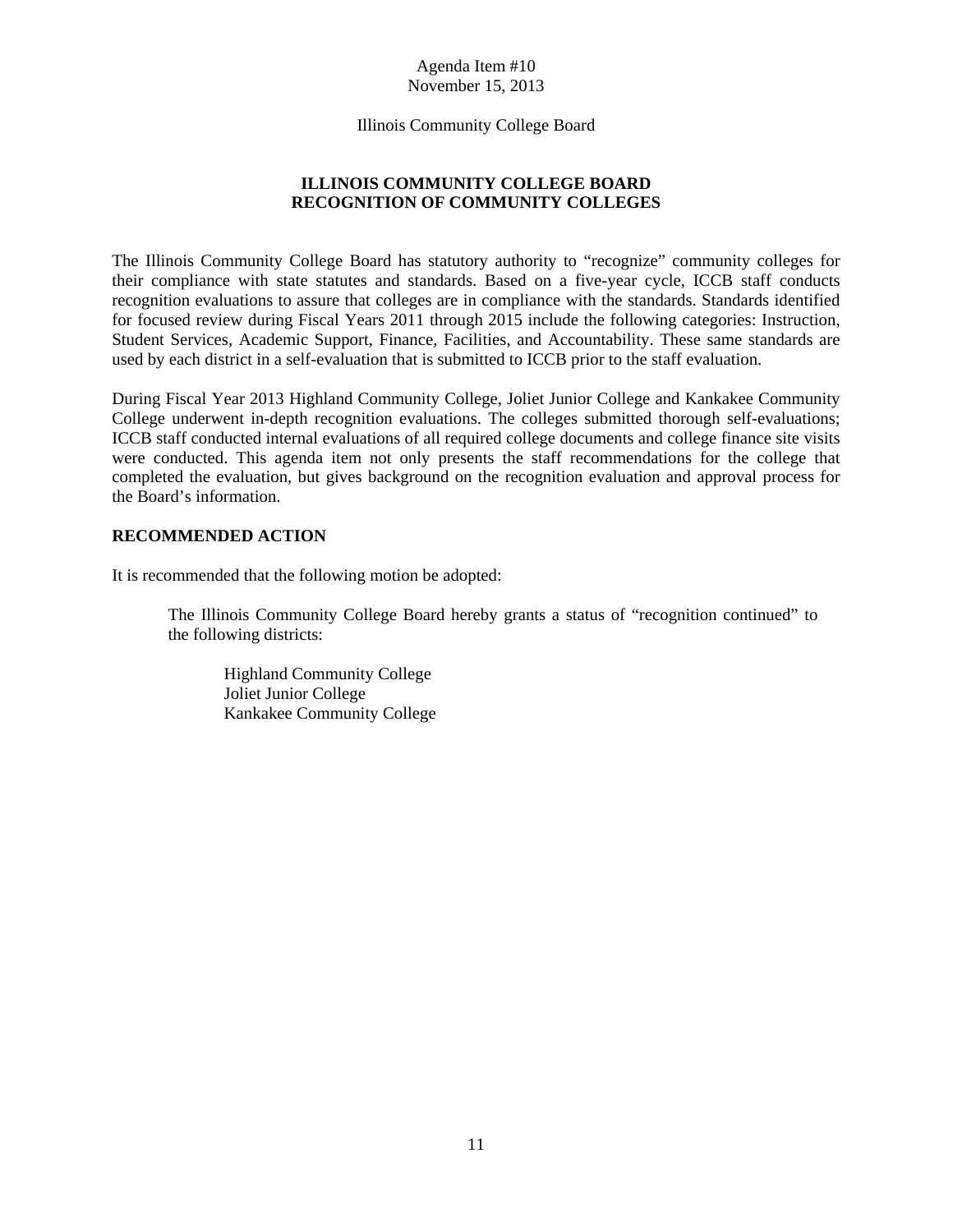Agenda Item #10
November 15, 2013

Illinois Community College Board

## ILLINOIS COMMUNITY COLLEGE BOARD
## RECOGNITION OF COMMUNITY COLLEGES

The Illinois Community College Board has statutory authority to "recognize" community colleges for their compliance with state statutes and standards. Based on a five-year cycle, ICCB staff conducts recognition evaluations to assure that colleges are in compliance with the standards. Standards identified for focused review during Fiscal Years 2011 through 2015 include the following categories: Instruction, Student Services, Academic Support, Finance, Facilities, and Accountability. These same standards are used by each district in a self-evaluation that is submitted to ICCB prior to the staff evaluation.

During Fiscal Year 2013 Highland Community College, Joliet Junior College and Kankakee Community College underwent in-depth recognition evaluations. The colleges submitted thorough self-evaluations; ICCB staff conducted internal evaluations of all required college documents and college finance site visits were conducted. This agenda item not only presents the staff recommendations for the college that completed the evaluation, but gives background on the recognition evaluation and approval process for the Board's information.

**RECOMMENDED ACTION**

It is recommended that the following motion be adopted:

> The Illinois Community College Board hereby grants a status of "recognition continued" to the following districts:
>
> Highland Community College
> Joliet Junior College
> Kankakee Community College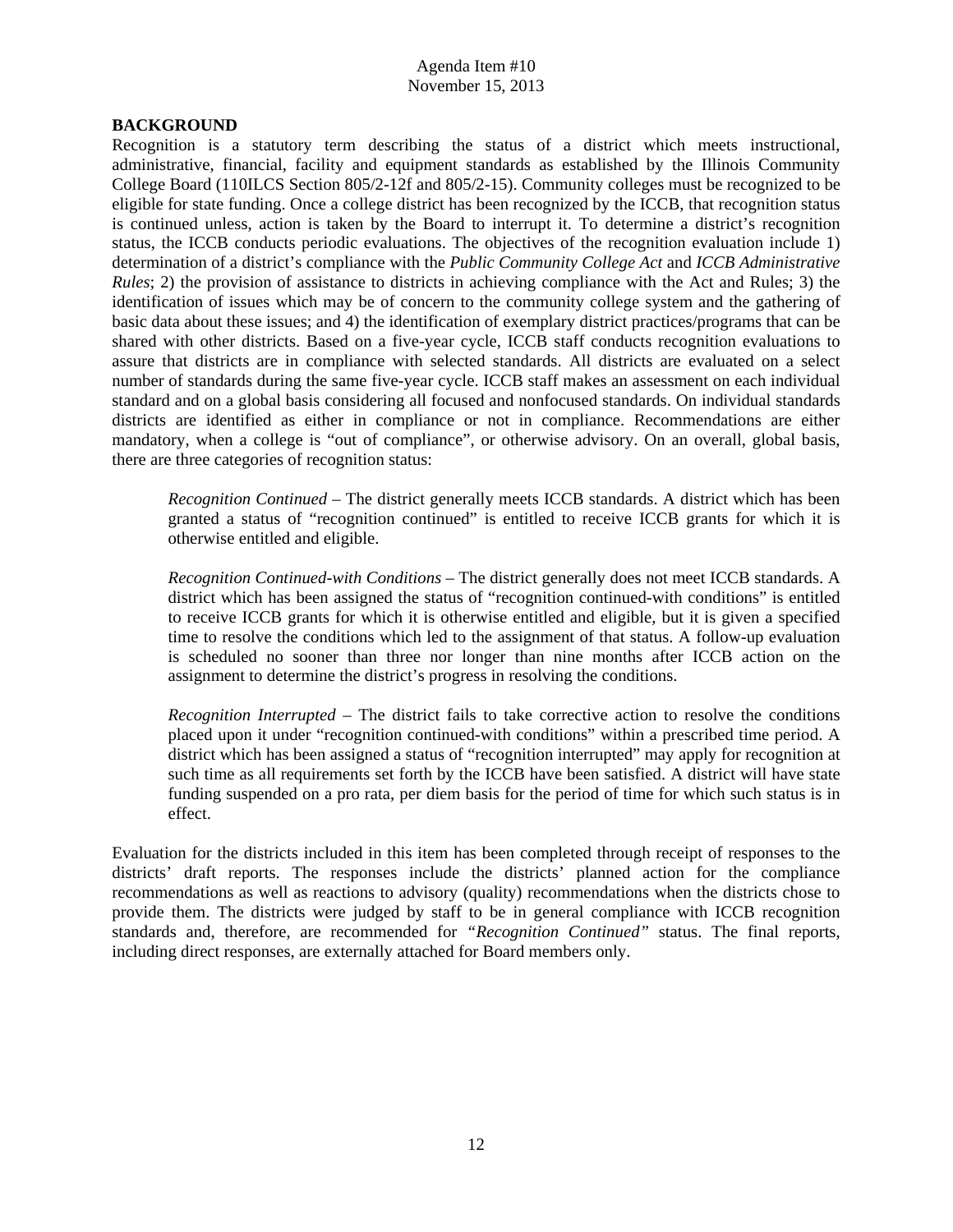Agenda Item #10
November 15, 2013

**BACKGROUND**

Recognition is a statutory term describing the status of a district which meets instructional, administrative, financial, facility and equipment standards as established by the Illinois Community College Board (110ILCS Section 805/2-12f and 805/2-15). Community colleges must be recognized to be eligible for state funding. Once a college district has been recognized by the ICCB, that recognition status is continued unless, action is taken by the Board to interrupt it. To determine a district's recognition status, the ICCB conducts periodic evaluations. The objectives of the recognition evaluation include 1) determination of a district's compliance with the *Public Community College Act* and *ICCB Administrative Rules*; 2) the provision of assistance to districts in achieving compliance with the Act and Rules; 3) the identification of issues which may be of concern to the community college system and the gathering of basic data about these issues; and 4) the identification of exemplary district practices/programs that can be shared with other districts. Based on a five-year cycle, ICCB staff conducts recognition evaluations to assure that districts are in compliance with selected standards. All districts are evaluated on a select number of standards during the same five-year cycle. ICCB staff makes an assessment on each individual standard and on a global basis considering all focused and nonfocused standards. On individual standards districts are identified as either in compliance or not in compliance. Recommendations are either mandatory, when a college is "out of compliance", or otherwise advisory. On an overall, global basis, there are three categories of recognition status:

> *Recognition Continued* – The district generally meets ICCB standards. A district which has been granted a status of "recognition continued" is entitled to receive ICCB grants for which it is otherwise entitled and eligible.
>
> *Recognition Continued-with Conditions* – The district generally does not meet ICCB standards. A district which has been assigned the status of "recognition continued-with conditions" is entitled to receive ICCB grants for which it is otherwise entitled and eligible, but it is given a specified time to resolve the conditions which led to the assignment of that status. A follow-up evaluation is scheduled no sooner than three nor longer than nine months after ICCB action on the assignment to determine the district's progress in resolving the conditions.
>
> *Recognition Interrupted* – The district fails to take corrective action to resolve the conditions placed upon it under "recognition continued-with conditions" within a prescribed time period. A district which has been assigned a status of "recognition interrupted" may apply for recognition at such time as all requirements set forth by the ICCB have been satisfied. A district will have state funding suspended on a pro rata, per diem basis for the period of time for which such status is in effect.

Evaluation for the districts included in this item has been completed through receipt of responses to the districts' draft reports. The responses include the districts' planned action for the compliance recommendations as well as reactions to advisory (quality) recommendations when the districts chose to provide them. The districts were judged by staff to be in general compliance with ICCB recognition standards and, therefore, are recommended for *"Recognition Continued"* status. The final reports, including direct responses, are externally attached for Board members only.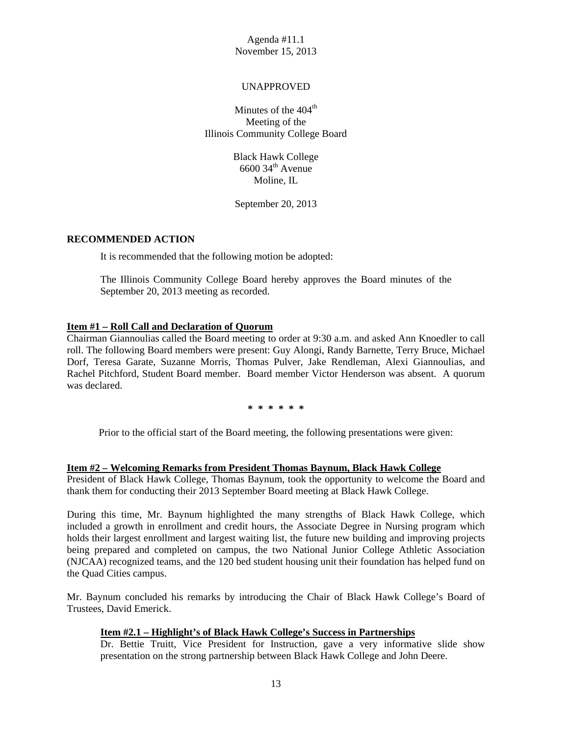Agenda #11.1
November 15, 2013

UNAPPROVED

Minutes of the 404th
Meeting of the
Illinois Community College Board

Black Hawk College
6600 34th Avenue
Moline, IL

September 20, 2013

**RECOMMENDED ACTION**

It is recommended that the following motion be adopted:

The Illinois Community College Board hereby approves the Board minutes of the September 20, 2013 meeting as recorded.

**Item #1 – Roll Call and Declaration of Quorum**

Chairman Giannoulias called the Board meeting to order at 9:30 a.m. and asked Ann Knoedler to call roll. The following Board members were present: Guy Alongi, Randy Barnette, Terry Bruce, Michael Dorf, Teresa Garate, Suzanne Morris, Thomas Pulver, Jake Rendleman, Alexi Giannoulias, and Rachel Pitchford, Student Board member. Board member Victor Henderson was absent. A quorum was declared.

\* \* \* \* \* \*

Prior to the official start of the Board meeting, the following presentations were given:

**Item #2 – Welcoming Remarks from President Thomas Baynum, Black Hawk College**

President of Black Hawk College, Thomas Baynum, took the opportunity to welcome the Board and thank them for conducting their 2013 September Board meeting at Black Hawk College.

During this time, Mr. Baynum highlighted the many strengths of Black Hawk College, which included a growth in enrollment and credit hours, the Associate Degree in Nursing program which holds their largest enrollment and largest waiting list, the future new building and improving projects being prepared and completed on campus, the two National Junior College Athletic Association (NJCAA) recognized teams, and the 120 bed student housing unit their foundation has helped fund on the Quad Cities campus.

Mr. Baynum concluded his remarks by introducing the Chair of Black Hawk College's Board of Trustees, David Emerick.

**Item #2.1 – Highlight's of Black Hawk College's Success in Partnerships**

Dr. Bettie Truitt, Vice President for Instruction, gave a very informative slide show presentation on the strong partnership between Black Hawk College and John Deere.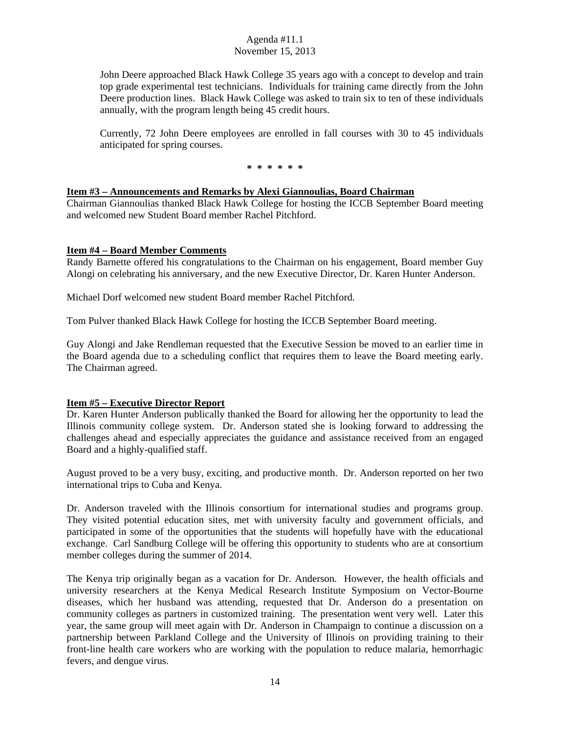John Deere approached Black Hawk College 35 years ago with a concept to develop and train top grade experimental test technicians. Individuals for training came directly from the John Deere production lines. Black Hawk College was asked to train six to ten of these individuals annually, with the program length being 45 credit hours.

Currently, 72 John Deere employees are enrolled in fall courses with 30 to 45 individuals anticipated for spring courses.

**\* \* \* \* \* \***

**Item #3 – Announcements and Remarks by Alexi Giannoulias, Board Chairman**

Chairman Giannoulias thanked Black Hawk College for hosting the ICCB September Board meeting and welcomed new Student Board member Rachel Pitchford.

**Item #4 – Board Member Comments**

Randy Barnette offered his congratulations to the Chairman on his engagement, Board member Guy Alongi on celebrating his anniversary, and the new Executive Director, Dr. Karen Hunter Anderson.

Michael Dorf welcomed new student Board member Rachel Pitchford.

Tom Pulver thanked Black Hawk College for hosting the ICCB September Board meeting.

Guy Alongi and Jake Rendleman requested that the Executive Session be moved to an earlier time in the Board agenda due to a scheduling conflict that requires them to leave the Board meeting early. The Chairman agreed.

**Item #5 – Executive Director Report**

Dr. Karen Hunter Anderson publically thanked the Board for allowing her the opportunity to lead the Illinois community college system. Dr. Anderson stated she is looking forward to addressing the challenges ahead and especially appreciates the guidance and assistance received from an engaged Board and a highly-qualified staff.

August proved to be a very busy, exciting, and productive month. Dr. Anderson reported on her two international trips to Cuba and Kenya.

Dr. Anderson traveled with the Illinois consortium for international studies and programs group. They visited potential education sites, met with university faculty and government officials, and participated in some of the opportunities that the students will hopefully have with the educational exchange. Carl Sandburg College will be offering this opportunity to students who are at consortium member colleges during the summer of 2014.

The Kenya trip originally began as a vacation for Dr. Anderson. However, the health officials and university researchers at the Kenya Medical Research Institute Symposium on Vector-Bourne diseases, which her husband was attending, requested that Dr. Anderson do a presentation on community colleges as partners in customized training. The presentation went very well. Later this year, the same group will meet again with Dr. Anderson in Champaign to continue a discussion on a partnership between Parkland College and the University of Illinois on providing training to their front-line health care workers who are working with the population to reduce malaria, hemorrhagic fevers, and dengue virus.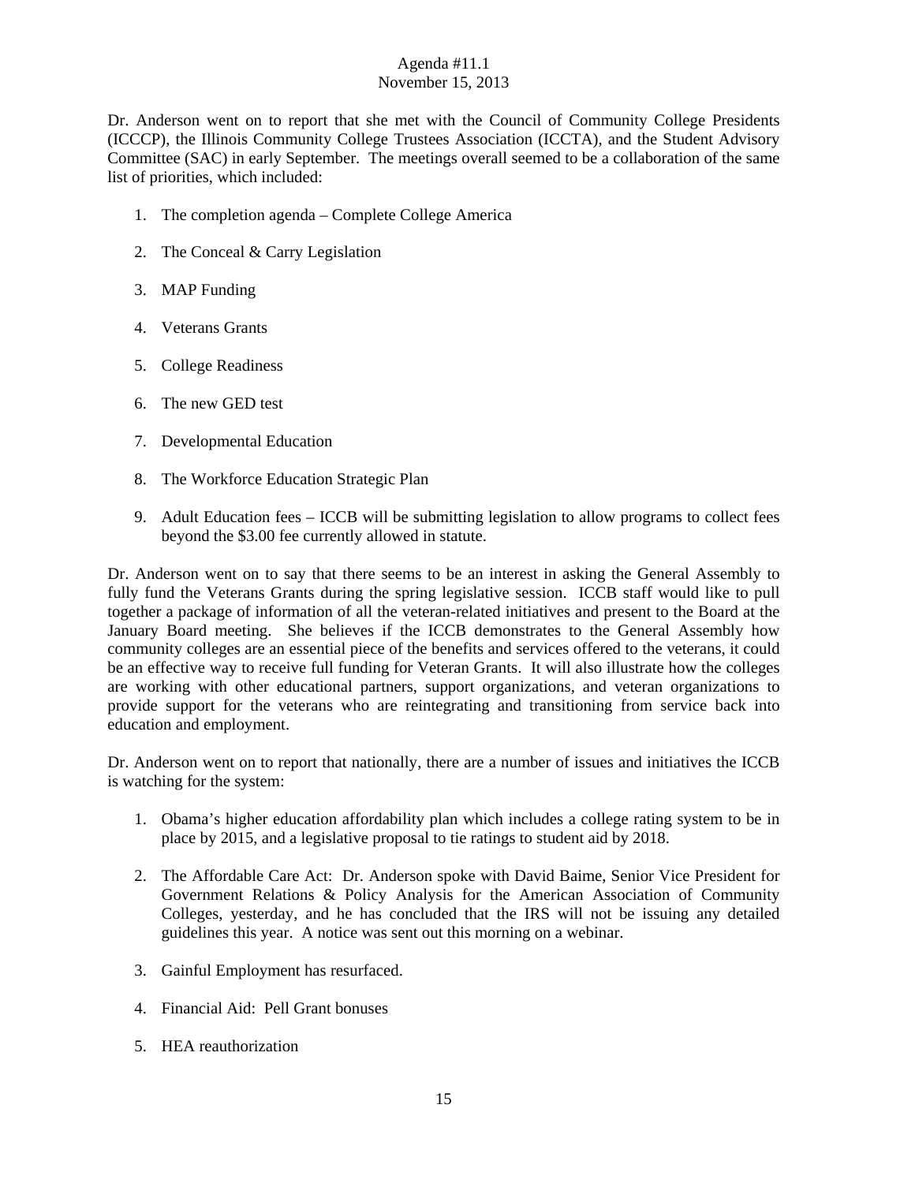Dr. Anderson went on to report that she met with the Council of Community College Presidents (ICCCP), the Illinois Community College Trustees Association (ICCTA), and the Student Advisory Committee (SAC) in early September. The meetings overall seemed to be a collaboration of the same list of priorities, which included:

1. The completion agenda – Complete College America
2. The Conceal & Carry Legislation
3. MAP Funding
4. Veterans Grants
5. College Readiness
6. The new GED test
7. Developmental Education
8. The Workforce Education Strategic Plan
9. Adult Education fees – ICCB will be submitting legislation to allow programs to collect fees beyond the $3.00 fee currently allowed in statute.

Dr. Anderson went on to say that there seems to be an interest in asking the General Assembly to fully fund the Veterans Grants during the spring legislative session. ICCB staff would like to pull together a package of information of all the veteran-related initiatives and present to the Board at the January Board meeting. She believes if the ICCB demonstrates to the General Assembly how community colleges are an essential piece of the benefits and services offered to the veterans, it could be an effective way to receive full funding for Veteran Grants. It will also illustrate how the colleges are working with other educational partners, support organizations, and veteran organizations to provide support for the veterans who are reintegrating and transitioning from service back into education and employment.

Dr. Anderson went on to report that nationally, there are a number of issues and initiatives the ICCB is watching for the system:

1. Obama's higher education affordability plan which includes a college rating system to be in place by 2015, and a legislative proposal to tie ratings to student aid by 2018.
2. The Affordable Care Act: Dr. Anderson spoke with David Baime, Senior Vice President for Government Relations & Policy Analysis for the American Association of Community Colleges, yesterday, and he has concluded that the IRS will not be issuing any detailed guidelines this year. A notice was sent out this morning on a webinar.
3. Gainful Employment has resurfaced.
4. Financial Aid: Pell Grant bonuses
5. HEA reauthorization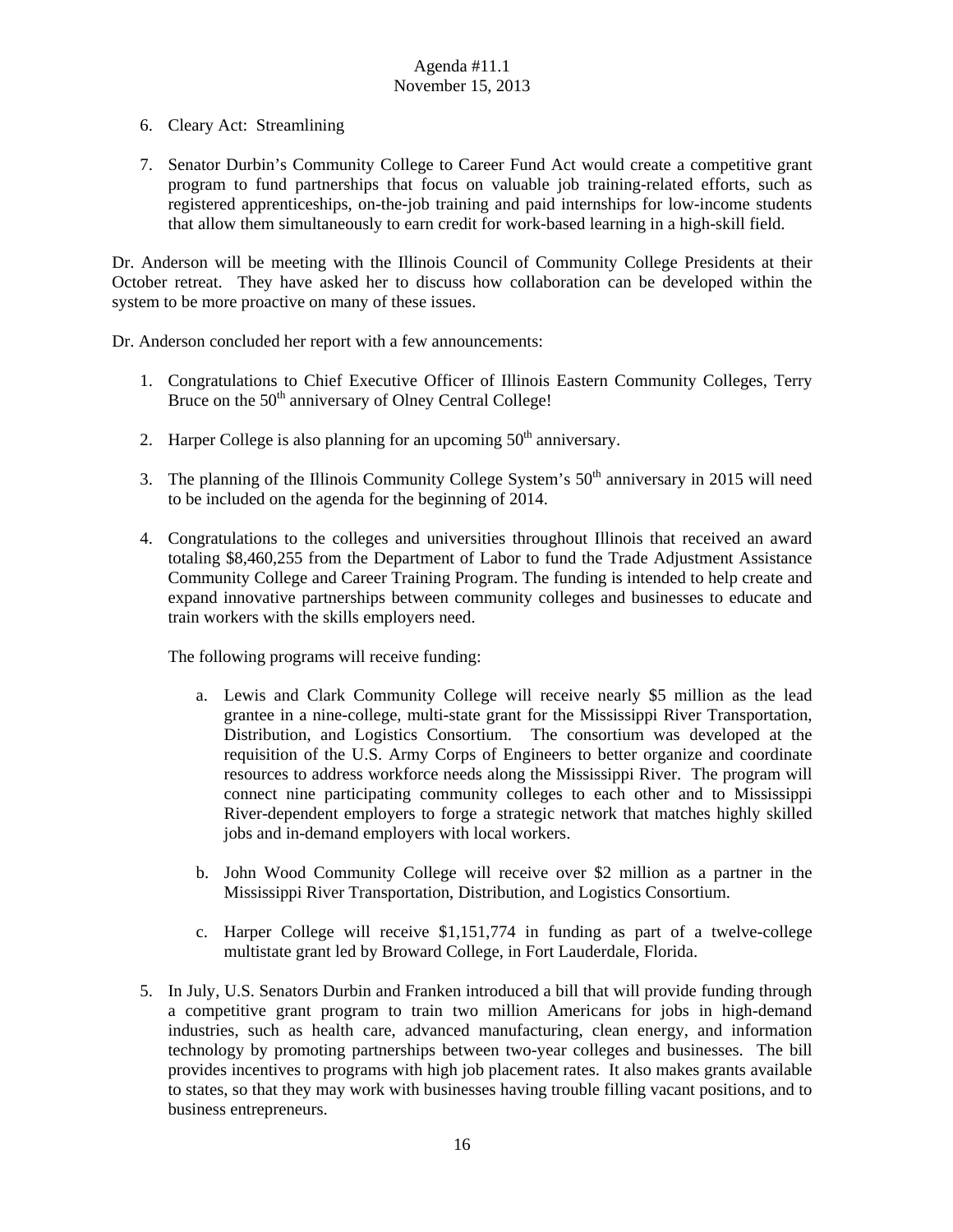6. Cleary Act: Streamlining

7. Senator Durbin's Community College to Career Fund Act would create a competitive grant program to fund partnerships that focus on valuable job training-related efforts, such as registered apprenticeships, on-the-job training and paid internships for low-income students that allow them simultaneously to earn credit for work-based learning in a high-skill field.

Dr. Anderson will be meeting with the Illinois Council of Community College Presidents at their October retreat. They have asked her to discuss how collaboration can be developed within the system to be more proactive on many of these issues.

Dr. Anderson concluded her report with a few announcements:

1. Congratulations to Chief Executive Officer of Illinois Eastern Community Colleges, Terry Bruce on the 50th anniversary of Olney Central College!

2. Harper College is also planning for an upcoming 50th anniversary.

3. The planning of the Illinois Community College System's 50th anniversary in 2015 will need to be included on the agenda for the beginning of 2014.

4. Congratulations to the colleges and universities throughout Illinois that received an award totaling $8,460,255 from the Department of Labor to fund the Trade Adjustment Assistance Community College and Career Training Program. The funding is intended to help create and expand innovative partnerships between community colleges and businesses to educate and train workers with the skills employers need.

   The following programs will receive funding:

   a. Lewis and Clark Community College will receive nearly $5 million as the lead grantee in a nine-college, multi-state grant for the Mississippi River Transportation, Distribution, and Logistics Consortium. The consortium was developed at the requisition of the U.S. Army Corps of Engineers to better organize and coordinate resources to address workforce needs along the Mississippi River. The program will connect nine participating community colleges to each other and to Mississippi River-dependent employers to forge a strategic network that matches highly skilled jobs and in-demand employers with local workers.

   b. John Wood Community College will receive over $2 million as a partner in the Mississippi River Transportation, Distribution, and Logistics Consortium.

   c. Harper College will receive $1,151,774 in funding as part of a twelve-college multistate grant led by Broward College, in Fort Lauderdale, Florida.

5. In July, U.S. Senators Durbin and Franken introduced a bill that will provide funding through a competitive grant program to train two million Americans for jobs in high-demand industries, such as health care, advanced manufacturing, clean energy, and information technology by promoting partnerships between two-year colleges and businesses. The bill provides incentives to programs with high job placement rates. It also makes grants available to states, so that they may work with businesses having trouble filling vacant positions, and to business entrepreneurs.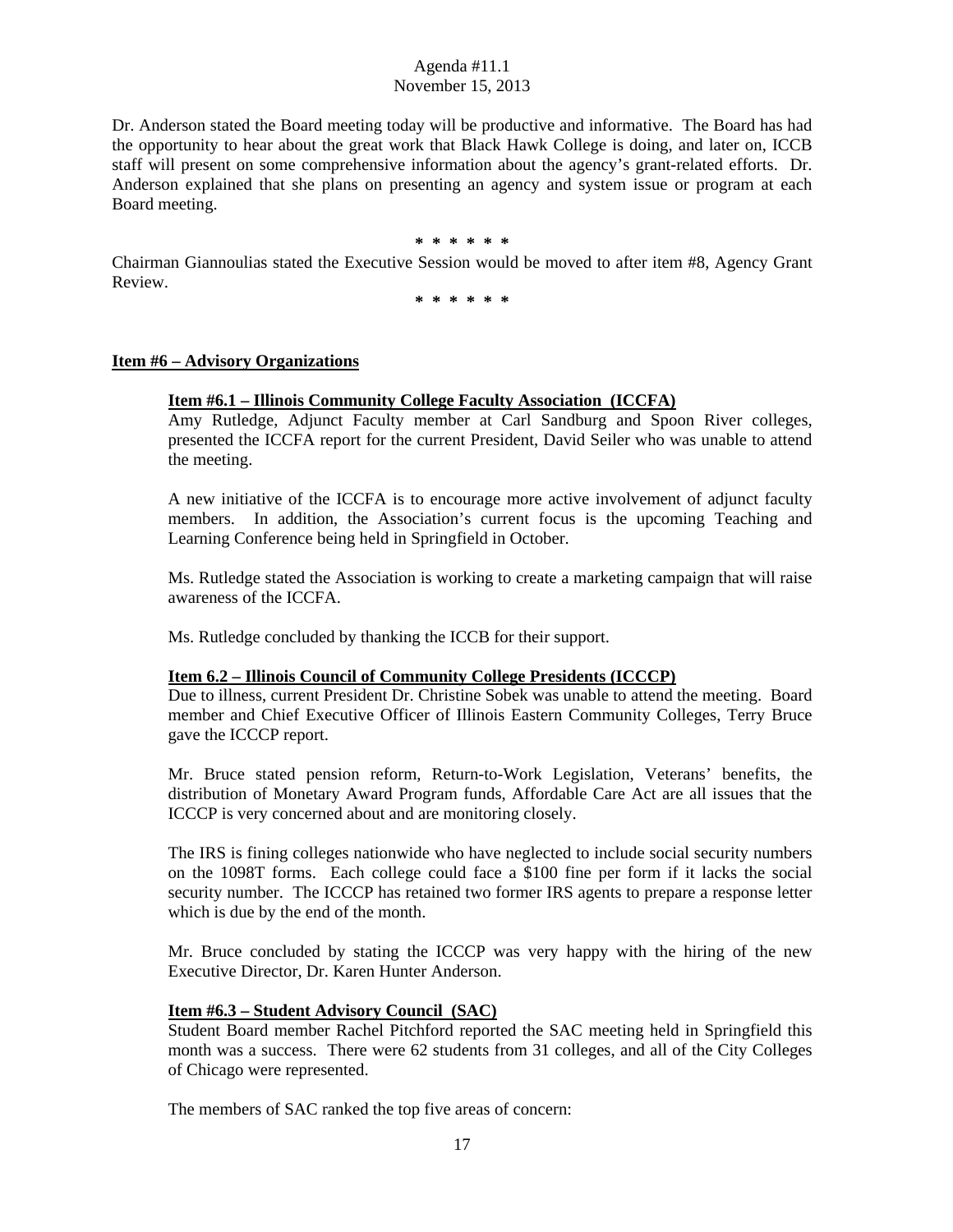Dr. Anderson stated the Board meeting today will be productive and informative. The Board has had the opportunity to hear about the great work that Black Hawk College is doing, and later on, ICCB staff will present on some comprehensive information about the agency's grant-related efforts. Dr. Anderson explained that she plans on presenting an agency and system issue or program at each Board meeting.

\* \* \* \* \* \*

Chairman Giannoulias stated the Executive Session would be moved to after item #8, Agency Grant Review.

\* \* \* \* \* \*

**Item #6 – Advisory Organizations**

**Item #6.1 – Illinois Community College Faculty Association (ICCFA)**

Amy Rutledge, Adjunct Faculty member at Carl Sandburg and Spoon River colleges, presented the ICCFA report for the current President, David Seiler who was unable to attend the meeting.

A new initiative of the ICCFA is to encourage more active involvement of adjunct faculty members. In addition, the Association's current focus is the upcoming Teaching and Learning Conference being held in Springfield in October.

Ms. Rutledge stated the Association is working to create a marketing campaign that will raise awareness of the ICCFA.

Ms. Rutledge concluded by thanking the ICCB for their support.

**Item 6.2 – Illinois Council of Community College Presidents (ICCCP)**

Due to illness, current President Dr. Christine Sobek was unable to attend the meeting. Board member and Chief Executive Officer of Illinois Eastern Community Colleges, Terry Bruce gave the ICCCP report.

Mr. Bruce stated pension reform, Return-to-Work Legislation, Veterans' benefits, the distribution of Monetary Award Program funds, Affordable Care Act are all issues that the ICCCP is very concerned about and are monitoring closely.

The IRS is fining colleges nationwide who have neglected to include social security numbers on the 1098T forms. Each college could face a $100 fine per form if it lacks the social security number. The ICCCP has retained two former IRS agents to prepare a response letter which is due by the end of the month.

Mr. Bruce concluded by stating the ICCCP was very happy with the hiring of the new Executive Director, Dr. Karen Hunter Anderson.

**Item #6.3 – Student Advisory Council (SAC)**

Student Board member Rachel Pitchford reported the SAC meeting held in Springfield this month was a success. There were 62 students from 31 colleges, and all of the City Colleges of Chicago were represented.

The members of SAC ranked the top five areas of concern: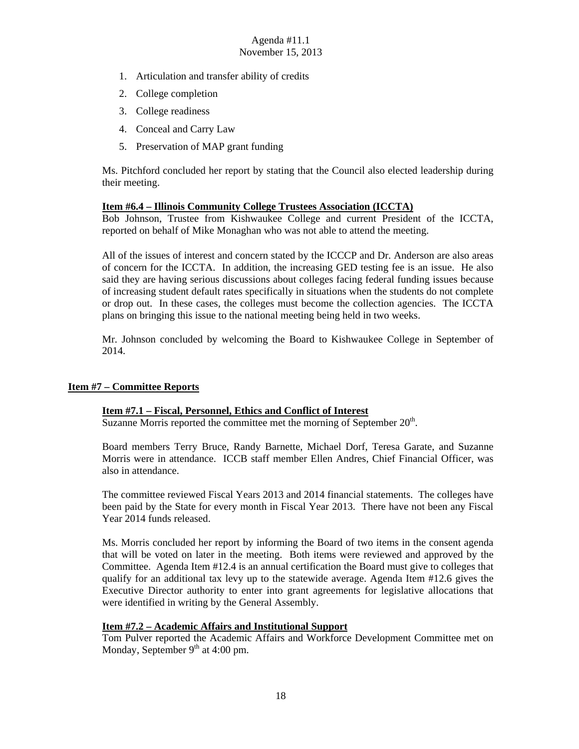1. Articulation and transfer ability of credits
2. College completion
3. College readiness
4. Conceal and Carry Law
5. Preservation of MAP grant funding

Ms. Pitchford concluded her report by stating that the Council also elected leadership during their meeting.

**Item #6.4 – Illinois Community College Trustees Association (ICCTA)**

Bob Johnson, Trustee from Kishwaukee College and current President of the ICCTA, reported on behalf of Mike Monaghan who was not able to attend the meeting.

All of the issues of interest and concern stated by the ICCCP and Dr. Anderson are also areas of concern for the ICCTA. In addition, the increasing GED testing fee is an issue. He also said they are having serious discussions about colleges facing federal funding issues because of increasing student default rates specifically in situations when the students do not complete or drop out. In these cases, the colleges must become the collection agencies. The ICCTA plans on bringing this issue to the national meeting being held in two weeks.

Mr. Johnson concluded by welcoming the Board to Kishwaukee College in September of 2014.

## Item #7 – Committee Reports

**Item #7.1 – Fiscal, Personnel, Ethics and Conflict of Interest**

Suzanne Morris reported the committee met the morning of September 20th.

Board members Terry Bruce, Randy Barnette, Michael Dorf, Teresa Garate, and Suzanne Morris were in attendance. ICCB staff member Ellen Andres, Chief Financial Officer, was also in attendance.

The committee reviewed Fiscal Years 2013 and 2014 financial statements. The colleges have been paid by the State for every month in Fiscal Year 2013. There have not been any Fiscal Year 2014 funds released.

Ms. Morris concluded her report by informing the Board of two items in the consent agenda that will be voted on later in the meeting. Both items were reviewed and approved by the Committee. Agenda Item #12.4 is an annual certification the Board must give to colleges that qualify for an additional tax levy up to the statewide average. Agenda Item #12.6 gives the Executive Director authority to enter into grant agreements for legislative allocations that were identified in writing by the General Assembly.

**Item #7.2 – Academic Affairs and Institutional Support**

Tom Pulver reported the Academic Affairs and Workforce Development Committee met on Monday, September 9th at 4:00 pm.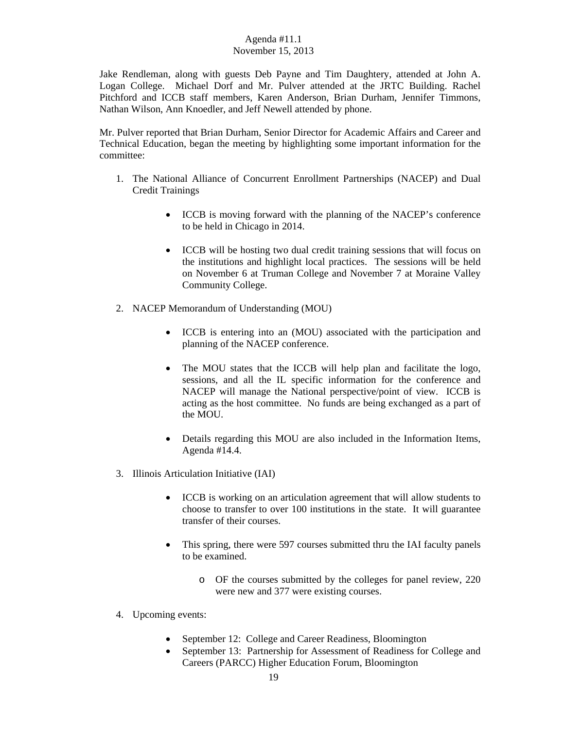Jake Rendleman, along with guests Deb Payne and Tim Daughtery, attended at John A. Logan College. Michael Dorf and Mr. Pulver attended at the JRTC Building. Rachel Pitchford and ICCB staff members, Karen Anderson, Brian Durham, Jennifer Timmons, Nathan Wilson, Ann Knoedler, and Jeff Newell attended by phone.

Mr. Pulver reported that Brian Durham, Senior Director for Academic Affairs and Career and Technical Education, began the meeting by highlighting some important information for the committee:

1. The National Alliance of Concurrent Enrollment Partnerships (NACEP) and Dual Credit Trainings

    - ICCB is moving forward with the planning of the NACEP's conference to be held in Chicago in 2014.

    - ICCB will be hosting two dual credit training sessions that will focus on the institutions and highlight local practices. The sessions will be held on November 6 at Truman College and November 7 at Moraine Valley Community College.

2. NACEP Memorandum of Understanding (MOU)

    - ICCB is entering into an (MOU) associated with the participation and planning of the NACEP conference.

    - The MOU states that the ICCB will help plan and facilitate the logo, sessions, and all the IL specific information for the conference and NACEP will manage the National perspective/point of view. ICCB is acting as the host committee. No funds are being exchanged as a part of the MOU.

    - Details regarding this MOU are also included in the Information Items, Agenda #14.4.

3. Illinois Articulation Initiative (IAI)

    - ICCB is working on an articulation agreement that will allow students to choose to transfer to over 100 institutions in the state. It will guarantee transfer of their courses.

    - This spring, there were 597 courses submitted thru the IAI faculty panels to be examined.

        - OF the courses submitted by the colleges for panel review, 220 were new and 377 were existing courses.

4. Upcoming events:

    - September 12: College and Career Readiness, Bloomington
    - September 13: Partnership for Assessment of Readiness for College and Careers (PARCC) Higher Education Forum, Bloomington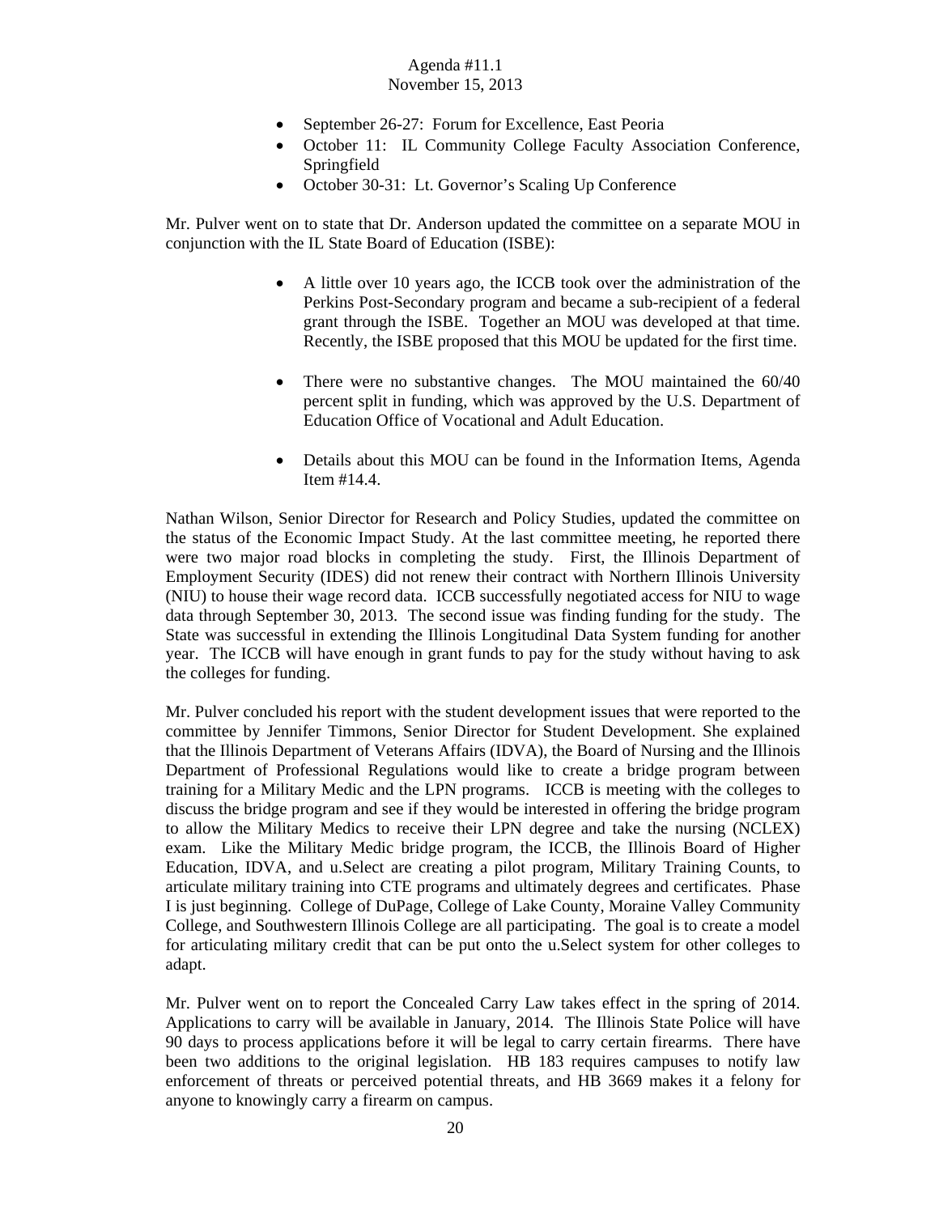- September 26-27: Forum for Excellence, East Peoria
- October 11: IL Community College Faculty Association Conference, Springfield
- October 30-31: Lt. Governor's Scaling Up Conference

Mr. Pulver went on to state that Dr. Anderson updated the committee on a separate MOU in conjunction with the IL State Board of Education (ISBE):

- A little over 10 years ago, the ICCB took over the administration of the Perkins Post-Secondary program and became a sub-recipient of a federal grant through the ISBE. Together an MOU was developed at that time. Recently, the ISBE proposed that this MOU be updated for the first time.

- There were no substantive changes. The MOU maintained the 60/40 percent split in funding, which was approved by the U.S. Department of Education Office of Vocational and Adult Education.

- Details about this MOU can be found in the Information Items, Agenda Item #14.4.

Nathan Wilson, Senior Director for Research and Policy Studies, updated the committee on the status of the Economic Impact Study. At the last committee meeting, he reported there were two major road blocks in completing the study. First, the Illinois Department of Employment Security (IDES) did not renew their contract with Northern Illinois University (NIU) to house their wage record data. ICCB successfully negotiated access for NIU to wage data through September 30, 2013. The second issue was finding funding for the study. The State was successful in extending the Illinois Longitudinal Data System funding for another year. The ICCB will have enough in grant funds to pay for the study without having to ask the colleges for funding.

Mr. Pulver concluded his report with the student development issues that were reported to the committee by Jennifer Timmons, Senior Director for Student Development. She explained that the Illinois Department of Veterans Affairs (IDVA), the Board of Nursing and the Illinois Department of Professional Regulations would like to create a bridge program between training for a Military Medic and the LPN programs. ICCB is meeting with the colleges to discuss the bridge program and see if they would be interested in offering the bridge program to allow the Military Medics to receive their LPN degree and take the nursing (NCLEX) exam. Like the Military Medic bridge program, the ICCB, the Illinois Board of Higher Education, IDVA, and u.Select are creating a pilot program, Military Training Counts, to articulate military training into CTE programs and ultimately degrees and certificates. Phase I is just beginning. College of DuPage, College of Lake County, Moraine Valley Community College, and Southwestern Illinois College are all participating. The goal is to create a model for articulating military credit that can be put onto the u.Select system for other colleges to adapt.

Mr. Pulver went on to report the Concealed Carry Law takes effect in the spring of 2014. Applications to carry will be available in January, 2014. The Illinois State Police will have 90 days to process applications before it will be legal to carry certain firearms. There have been two additions to the original legislation. HB 183 requires campuses to notify law enforcement of threats or perceived potential threats, and HB 3669 makes it a felony for anyone to knowingly carry a firearm on campus.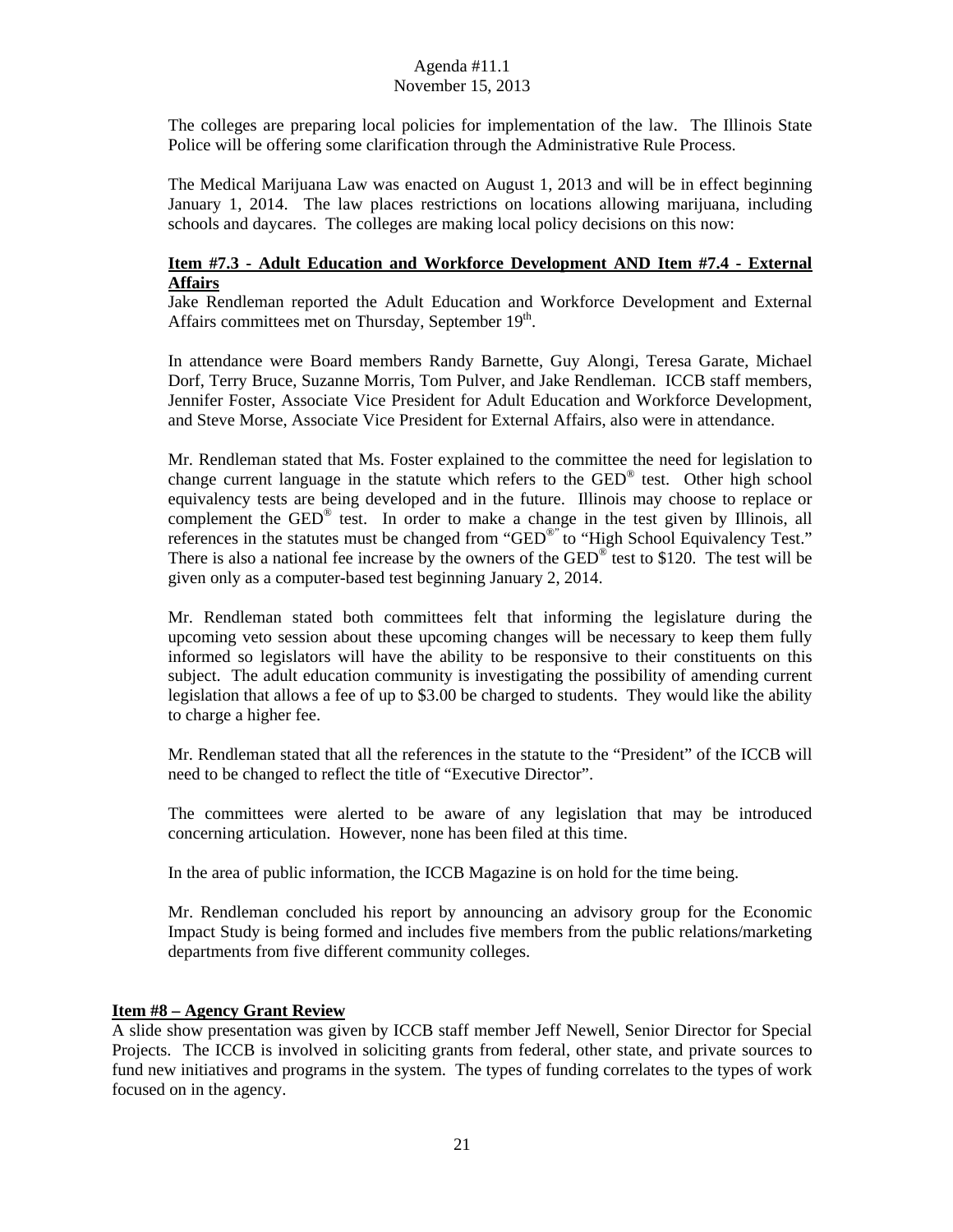The colleges are preparing local policies for implementation of the law. The Illinois State Police will be offering some clarification through the Administrative Rule Process.

The Medical Marijuana Law was enacted on August 1, 2013 and will be in effect beginning January 1, 2014. The law places restrictions on locations allowing marijuana, including schools and daycares. The colleges are making local policy decisions on this now:

**Item #7.3 - Adult Education and Workforce Development AND Item #7.4 - External Affairs**

Jake Rendleman reported the Adult Education and Workforce Development and External Affairs committees met on Thursday, September 19th.

In attendance were Board members Randy Barnette, Guy Alongi, Teresa Garate, Michael Dorf, Terry Bruce, Suzanne Morris, Tom Pulver, and Jake Rendleman. ICCB staff members, Jennifer Foster, Associate Vice President for Adult Education and Workforce Development, and Steve Morse, Associate Vice President for External Affairs, also were in attendance.

Mr. Rendleman stated that Ms. Foster explained to the committee the need for legislation to change current language in the statute which refers to the GED® test. Other high school equivalency tests are being developed and in the future. Illinois may choose to replace or complement the GED® test. In order to make a change in the test given by Illinois, all references in the statutes must be changed from "GED®" to "High School Equivalency Test." There is also a national fee increase by the owners of the GED® test to $120. The test will be given only as a computer-based test beginning January 2, 2014.

Mr. Rendleman stated both committees felt that informing the legislature during the upcoming veto session about these upcoming changes will be necessary to keep them fully informed so legislators will have the ability to be responsive to their constituents on this subject. The adult education community is investigating the possibility of amending current legislation that allows a fee of up to $3.00 be charged to students. They would like the ability to charge a higher fee.

Mr. Rendleman stated that all the references in the statute to the "President" of the ICCB will need to be changed to reflect the title of "Executive Director".

The committees were alerted to be aware of any legislation that may be introduced concerning articulation. However, none has been filed at this time.

In the area of public information, the ICCB Magazine is on hold for the time being.

Mr. Rendleman concluded his report by announcing an advisory group for the Economic Impact Study is being formed and includes five members from the public relations/marketing departments from five different community colleges.

**Item #8 – Agency Grant Review**

A slide show presentation was given by ICCB staff member Jeff Newell, Senior Director for Special Projects. The ICCB is involved in soliciting grants from federal, other state, and private sources to fund new initiatives and programs in the system. The types of funding correlates to the types of work focused on in the agency.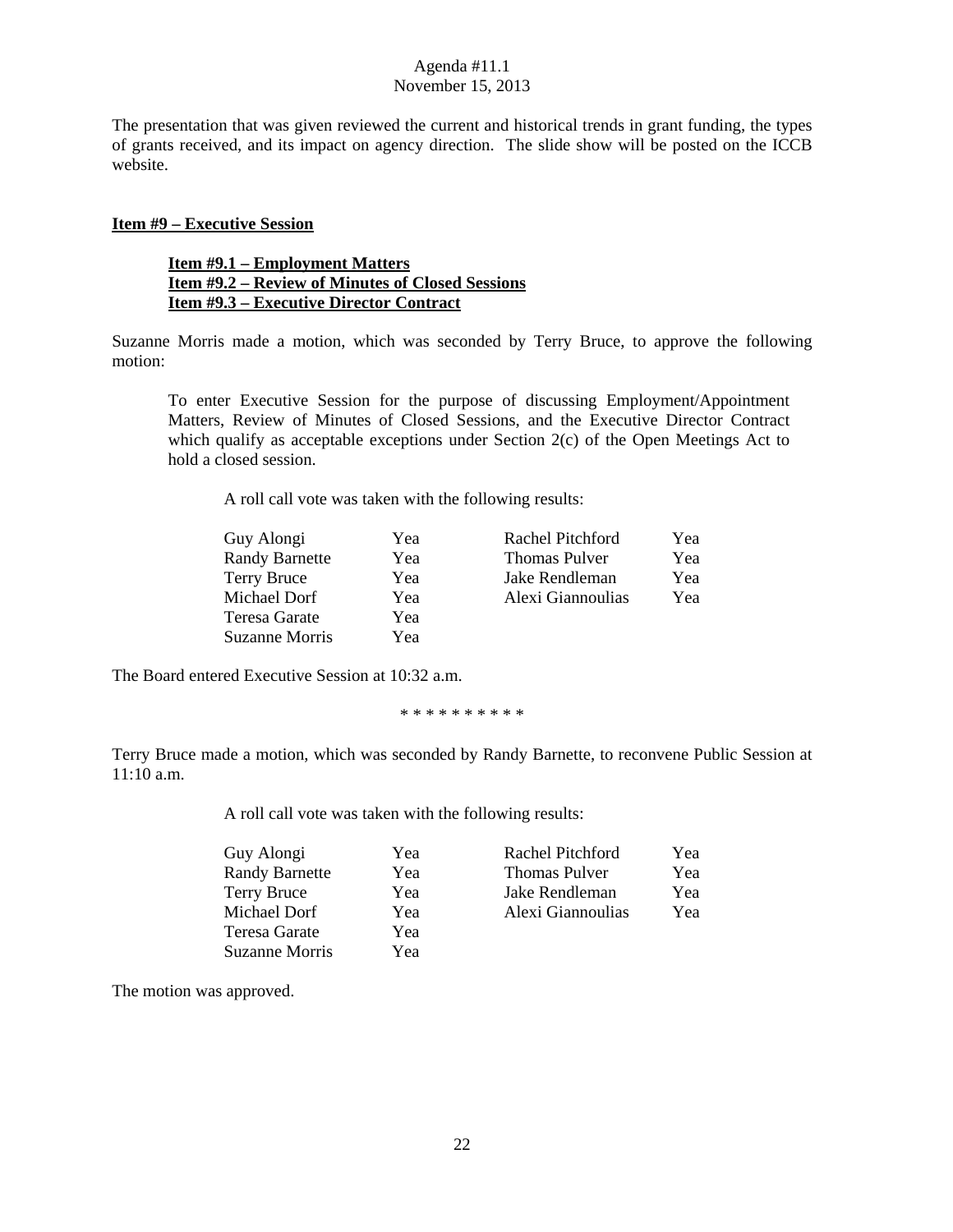The presentation that was given reviewed the current and historical trends in grant funding, the types of grants received, and its impact on agency direction. The slide show will be posted on the ICCB website.

**Item #9 – Executive Session**

**Item #9.1 – Employment Matters**
**Item #9.2 – Review of Minutes of Closed Sessions**
**Item #9.3 – Executive Director Contract**

Suzanne Morris made a motion, which was seconded by Terry Bruce, to approve the following motion:

> To enter Executive Session for the purpose of discussing Employment/Appointment Matters, Review of Minutes of Closed Sessions, and the Executive Director Contract which qualify as acceptable exceptions under Section 2(c) of the Open Meetings Act to hold a closed session.

A roll call vote was taken with the following results:

| | | | |
|---|---|---|---|
| Guy Alongi | Yea | Rachel Pitchford | Yea |
| Randy Barnette | Yea | Thomas Pulver | Yea |
| Terry Bruce | Yea | Jake Rendleman | Yea |
| Michael Dorf | Yea | Alexi Giannoulias | Yea |
| Teresa Garate | Yea | | |
| Suzanne Morris | Yea | | |

The Board entered Executive Session at 10:32 a.m.

\* \* \* \* \* \* \* \* \* \*

Terry Bruce made a motion, which was seconded by Randy Barnette, to reconvene Public Session at 11:10 a.m.

A roll call vote was taken with the following results:

| | | | |
|---|---|---|---|
| Guy Alongi | Yea | Rachel Pitchford | Yea |
| Randy Barnette | Yea | Thomas Pulver | Yea |
| Terry Bruce | Yea | Jake Rendleman | Yea |
| Michael Dorf | Yea | Alexi Giannoulias | Yea |
| Teresa Garate | Yea | | |
| Suzanne Morris | Yea | | |

The motion was approved.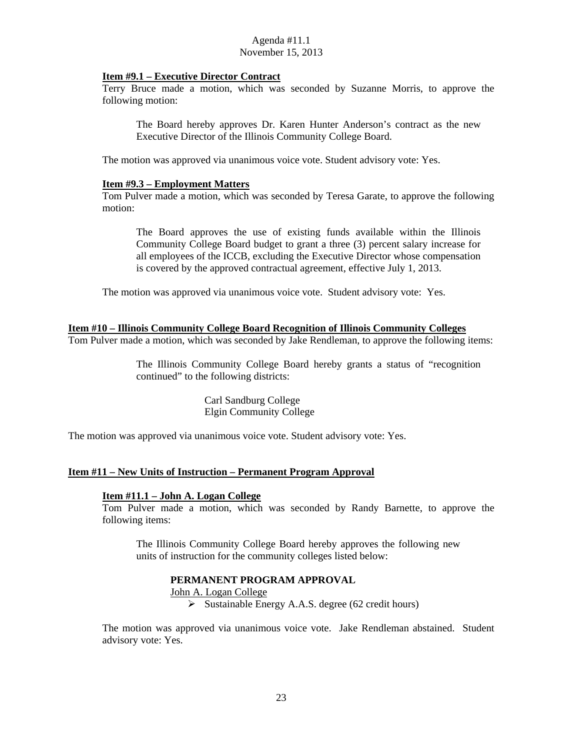**Item #9.1 – Executive Director Contract**

Terry Bruce made a motion, which was seconded by Suzanne Morris, to approve the following motion:

> The Board hereby approves Dr. Karen Hunter Anderson's contract as the new Executive Director of the Illinois Community College Board.

The motion was approved via unanimous voice vote. Student advisory vote: Yes.

**Item #9.3 – Employment Matters**

Tom Pulver made a motion, which was seconded by Teresa Garate, to approve the following motion:

> The Board approves the use of existing funds available within the Illinois Community College Board budget to grant a three (3) percent salary increase for all employees of the ICCB, excluding the Executive Director whose compensation is covered by the approved contractual agreement, effective July 1, 2013.

The motion was approved via unanimous voice vote. Student advisory vote: Yes.

**Item #10 – Illinois Community College Board Recognition of Illinois Community Colleges**

Tom Pulver made a motion, which was seconded by Jake Rendleman, to approve the following items:

> The Illinois Community College Board hereby grants a status of "recognition continued" to the following districts:
>
> Carl Sandburg College
> Elgin Community College

The motion was approved via unanimous voice vote. Student advisory vote: Yes.

**Item #11 – New Units of Instruction – Permanent Program Approval**

**Item #11.1 – John A. Logan College**

Tom Pulver made a motion, which was seconded by Randy Barnette, to approve the following items:

> The Illinois Community College Board hereby approves the following new units of instruction for the community colleges listed below:
>
> **PERMANENT PROGRAM APPROVAL**
>
> John A. Logan College
>
> - Sustainable Energy A.A.S. degree (62 credit hours)

The motion was approved via unanimous voice vote. Jake Rendleman abstained. Student advisory vote: Yes.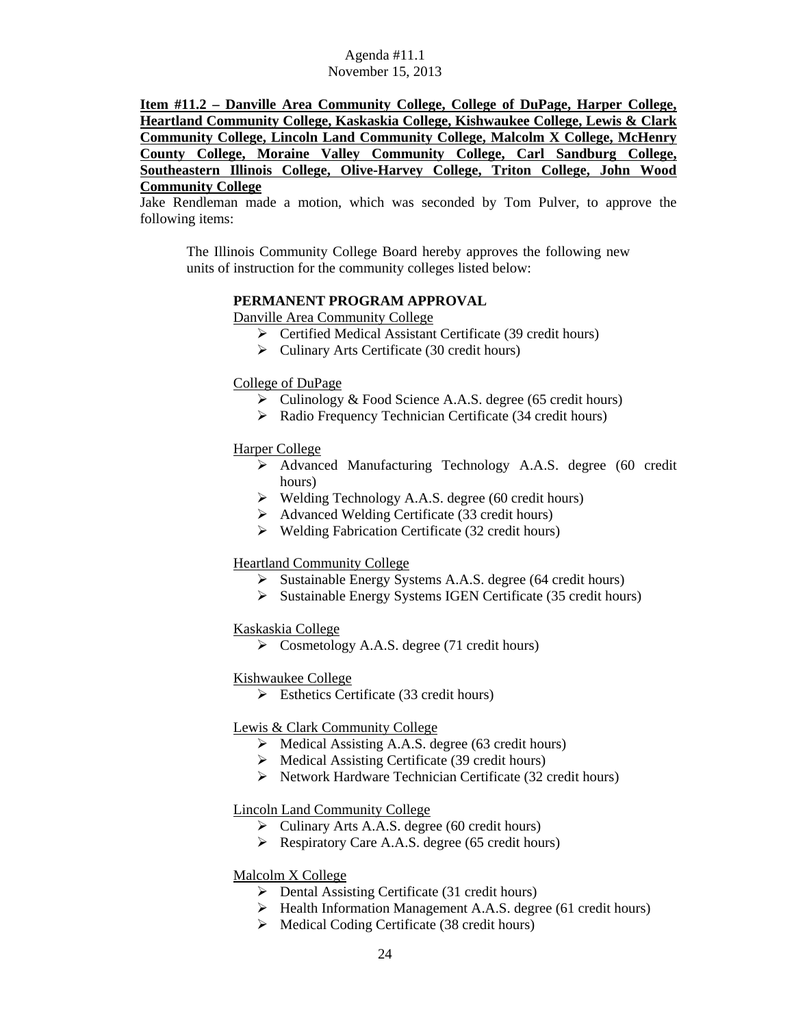**Item #11.2 – Danville Area Community College, College of DuPage, Harper College, Heartland Community College, Kaskaskia College, Kishwaukee College, Lewis & Clark Community College, Lincoln Land Community College, Malcolm X College, McHenry County College, Moraine Valley Community College, Carl Sandburg College, Southeastern Illinois College, Olive-Harvey College, Triton College, John Wood Community College**

Jake Rendleman made a motion, which was seconded by Tom Pulver, to approve the following items:

> The Illinois Community College Board hereby approves the following new units of instruction for the community colleges listed below:
>
> **PERMANENT PROGRAM APPROVAL**
>
> Danville Area Community College
> - Certified Medical Assistant Certificate (39 credit hours)
> - Culinary Arts Certificate (30 credit hours)
>
> College of DuPage
> - Culinology & Food Science A.A.S. degree (65 credit hours)
> - Radio Frequency Technician Certificate (34 credit hours)
>
> Harper College
> - Advanced Manufacturing Technology A.A.S. degree (60 credit hours)
> - Welding Technology A.A.S. degree (60 credit hours)
> - Advanced Welding Certificate (33 credit hours)
> - Welding Fabrication Certificate (32 credit hours)
>
> Heartland Community College
> - Sustainable Energy Systems A.A.S. degree (64 credit hours)
> - Sustainable Energy Systems IGEN Certificate (35 credit hours)
>
> Kaskaskia College
> - Cosmetology A.A.S. degree (71 credit hours)
>
> Kishwaukee College
> - Esthetics Certificate (33 credit hours)
>
> Lewis & Clark Community College
> - Medical Assisting A.A.S. degree (63 credit hours)
> - Medical Assisting Certificate (39 credit hours)
> - Network Hardware Technician Certificate (32 credit hours)
>
> Lincoln Land Community College
> - Culinary Arts A.A.S. degree (60 credit hours)
> - Respiratory Care A.A.S. degree (65 credit hours)
>
> Malcolm X College
> - Dental Assisting Certificate (31 credit hours)
> - Health Information Management A.A.S. degree (61 credit hours)
> - Medical Coding Certificate (38 credit hours)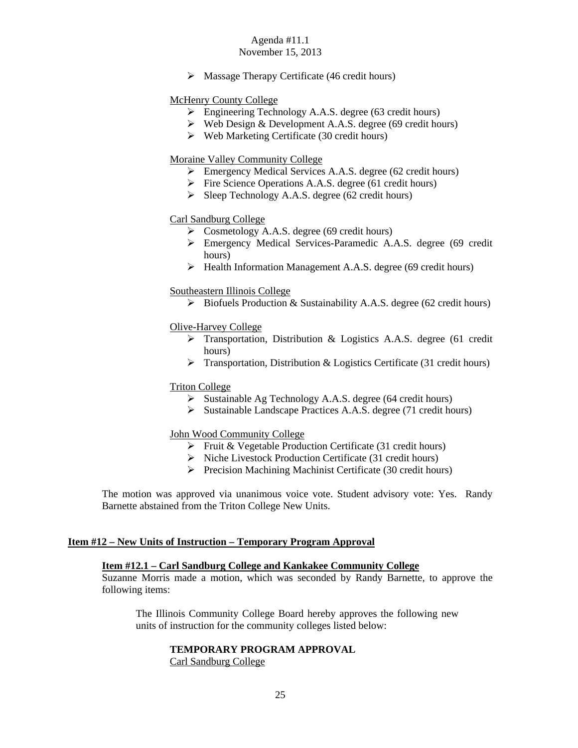- Massage Therapy Certificate (46 credit hours)

McHenry County College

- Engineering Technology A.A.S. degree (63 credit hours)
- Web Design & Development A.A.S. degree (69 credit hours)
- Web Marketing Certificate (30 credit hours)

Moraine Valley Community College

- Emergency Medical Services A.A.S. degree (62 credit hours)
- Fire Science Operations A.A.S. degree (61 credit hours)
- Sleep Technology A.A.S. degree (62 credit hours)

Carl Sandburg College

- Cosmetology A.A.S. degree (69 credit hours)
- Emergency Medical Services-Paramedic A.A.S. degree (69 credit hours)
- Health Information Management A.A.S. degree (69 credit hours)

Southeastern Illinois College

- Biofuels Production & Sustainability A.A.S. degree (62 credit hours)

Olive-Harvey College

- Transportation, Distribution & Logistics A.A.S. degree (61 credit hours)
- Transportation, Distribution & Logistics Certificate (31 credit hours)

Triton College

- Sustainable Ag Technology A.A.S. degree (64 credit hours)
- Sustainable Landscape Practices A.A.S. degree (71 credit hours)

John Wood Community College

- Fruit & Vegetable Production Certificate (31 credit hours)
- Niche Livestock Production Certificate (31 credit hours)
- Precision Machining Machinist Certificate (30 credit hours)

The motion was approved via unanimous voice vote. Student advisory vote: Yes. Randy Barnette abstained from the Triton College New Units.

## Item #12 – New Units of Instruction – Temporary Program Approval

### Item #12.1 – Carl Sandburg College and Kankakee Community College

Suzanne Morris made a motion, which was seconded by Randy Barnette, to approve the following items:

The Illinois Community College Board hereby approves the following new units of instruction for the community colleges listed below:

**TEMPORARY PROGRAM APPROVAL**

Carl Sandburg College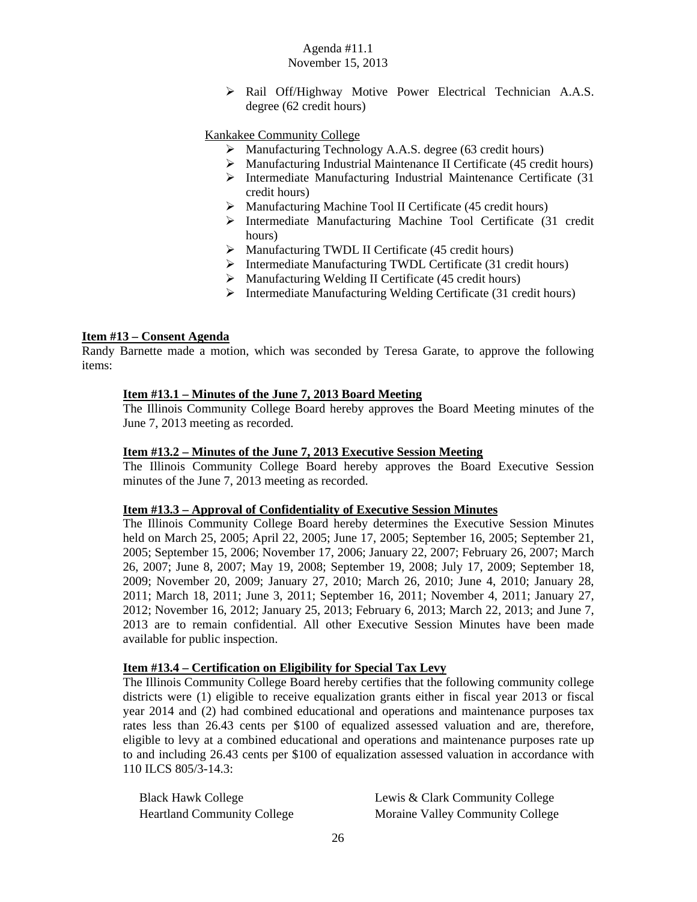- Rail Off/Highway Motive Power Electrical Technician A.A.S. degree (62 credit hours)

Kankakee Community College

- Manufacturing Technology A.A.S. degree (63 credit hours)
- Manufacturing Industrial Maintenance II Certificate (45 credit hours)
- Intermediate Manufacturing Industrial Maintenance Certificate (31 credit hours)
- Manufacturing Machine Tool II Certificate (45 credit hours)
- Intermediate Manufacturing Machine Tool Certificate (31 credit hours)
- Manufacturing TWDL II Certificate (45 credit hours)
- Intermediate Manufacturing TWDL Certificate (31 credit hours)
- Manufacturing Welding II Certificate (45 credit hours)
- Intermediate Manufacturing Welding Certificate (31 credit hours)

**Item #13 – Consent Agenda**

Randy Barnette made a motion, which was seconded by Teresa Garate, to approve the following items:

**Item #13.1 – Minutes of the June 7, 2013 Board Meeting**

The Illinois Community College Board hereby approves the Board Meeting minutes of the June 7, 2013 meeting as recorded.

**Item #13.2 – Minutes of the June 7, 2013 Executive Session Meeting**

The Illinois Community College Board hereby approves the Board Executive Session minutes of the June 7, 2013 meeting as recorded.

**Item #13.3 – Approval of Confidentiality of Executive Session Minutes**

The Illinois Community College Board hereby determines the Executive Session Minutes held on March 25, 2005; April 22, 2005; June 17, 2005; September 16, 2005; September 21, 2005; September 15, 2006; November 17, 2006; January 22, 2007; February 26, 2007; March 26, 2007; June 8, 2007; May 19, 2008; September 19, 2008; July 17, 2009; September 18, 2009; November 20, 2009; January 27, 2010; March 26, 2010; June 4, 2010; January 28, 2011; March 18, 2011; June 3, 2011; September 16, 2011; November 4, 2011; January 27, 2012; November 16, 2012; January 25, 2013; February 6, 2013; March 22, 2013; and June 7, 2013 are to remain confidential. All other Executive Session Minutes have been made available for public inspection.

**Item #13.4 – Certification on Eligibility for Special Tax Levy**

The Illinois Community College Board hereby certifies that the following community college districts were (1) eligible to receive equalization grants either in fiscal year 2013 or fiscal year 2014 and (2) had combined educational and operations and maintenance purposes tax rates less than 26.43 cents per $100 of equalized assessed valuation and are, therefore, eligible to levy at a combined educational and operations and maintenance purposes rate up to and including 26.43 cents per $100 of equalization assessed valuation in accordance with 110 ILCS 805/3-14.3:

Black Hawk College
Heartland Community College
Lewis & Clark Community College
Moraine Valley Community College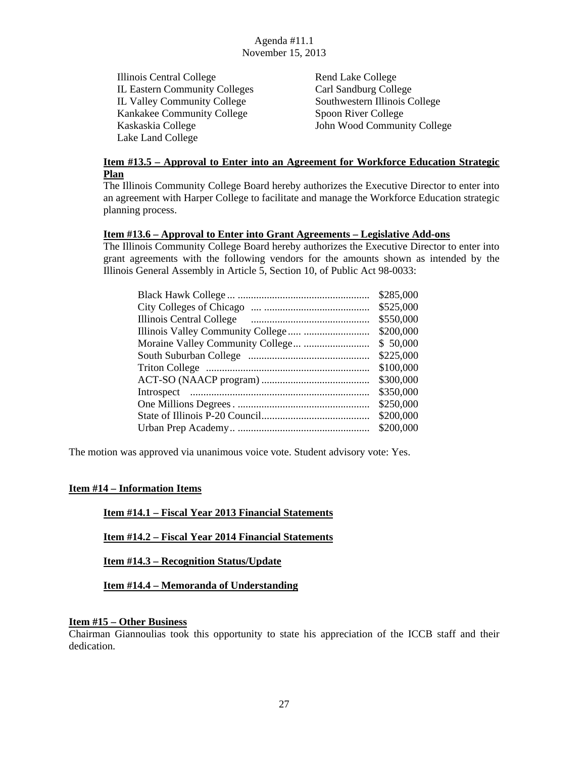Agenda #11.1
November 15, 2013

- Illinois Central College
- IL Eastern Community Colleges
- IL Valley Community College
- Kankakee Community College
- Kaskaskia College
- Lake Land College
- Rend Lake College
- Carl Sandburg College
- Southwestern Illinois College
- Spoon River College
- John Wood Community College

**Item #13.5 – Approval to Enter into an Agreement for Workforce Education Strategic Plan**

The Illinois Community College Board hereby authorizes the Executive Director to enter into an agreement with Harper College to facilitate and manage the Workforce Education strategic planning process.

**Item #13.6 – Approval to Enter into Grant Agreements – Legislative Add-ons**

The Illinois Community College Board hereby authorizes the Executive Director to enter into grant agreements with the following vendors for the amounts shown as intended by the Illinois General Assembly in Article 5, Section 10, of Public Act 98-0033:

| Vendor | Amount |
|---|---|
| Black Hawk College | \$285,000 |
| City Colleges of Chicago | \$525,000 |
| Illinois Central College | \$550,000 |
| Illinois Valley Community College | \$200,000 |
| Moraine Valley Community College | \$ 50,000 |
| South Suburban College | \$225,000 |
| Triton College | \$100,000 |
| ACT-SO (NAACP program) | \$300,000 |
| Introspect | \$350,000 |
| One Millions Degrees | \$250,000 |
| State of Illinois P-20 Council | \$200,000 |
| Urban Prep Academy | \$200,000 |

The motion was approved via unanimous voice vote. Student advisory vote: Yes.

## Item #14 – Information Items

### Item #14.1 – Fiscal Year 2013 Financial Statements

### Item #14.2 – Fiscal Year 2014 Financial Statements

### Item #14.3 – Recognition Status/Update

### Item #14.4 – Memoranda of Understanding

## Item #15 – Other Business

Chairman Giannoulias took this opportunity to state his appreciation of the ICCB staff and their dedication.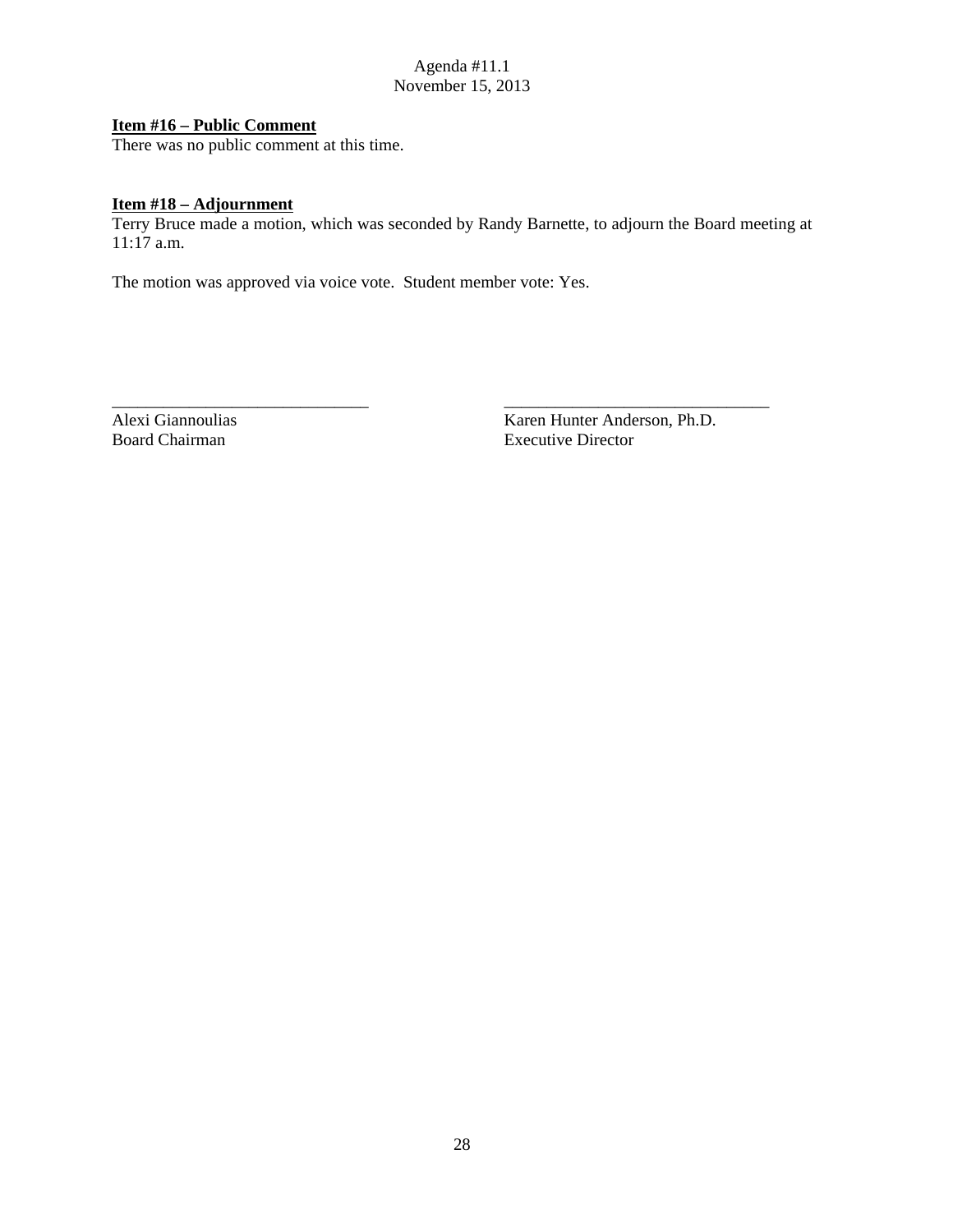Agenda #11.1
November 15, 2013

**Item #16 – Public Comment**
There was no public comment at this time.

**Item #18 – Adjournment**
Terry Bruce made a motion, which was seconded by Randy Barnette, to adjourn the Board meeting at 11:17 a.m.

The motion was approved via voice vote. Student member vote: Yes.

\_\_\_\_\_\_\_\_\_\_\_\_\_\_\_\_\_\_\_\_\_\_\_\_\_\_\_\_\_\_
Alexi Giannoulias
Board Chairman

\_\_\_\_\_\_\_\_\_\_\_\_\_\_\_\_\_\_\_\_\_\_\_\_\_\_\_\_\_\_
Karen Hunter Anderson, Ph.D.
Executive Director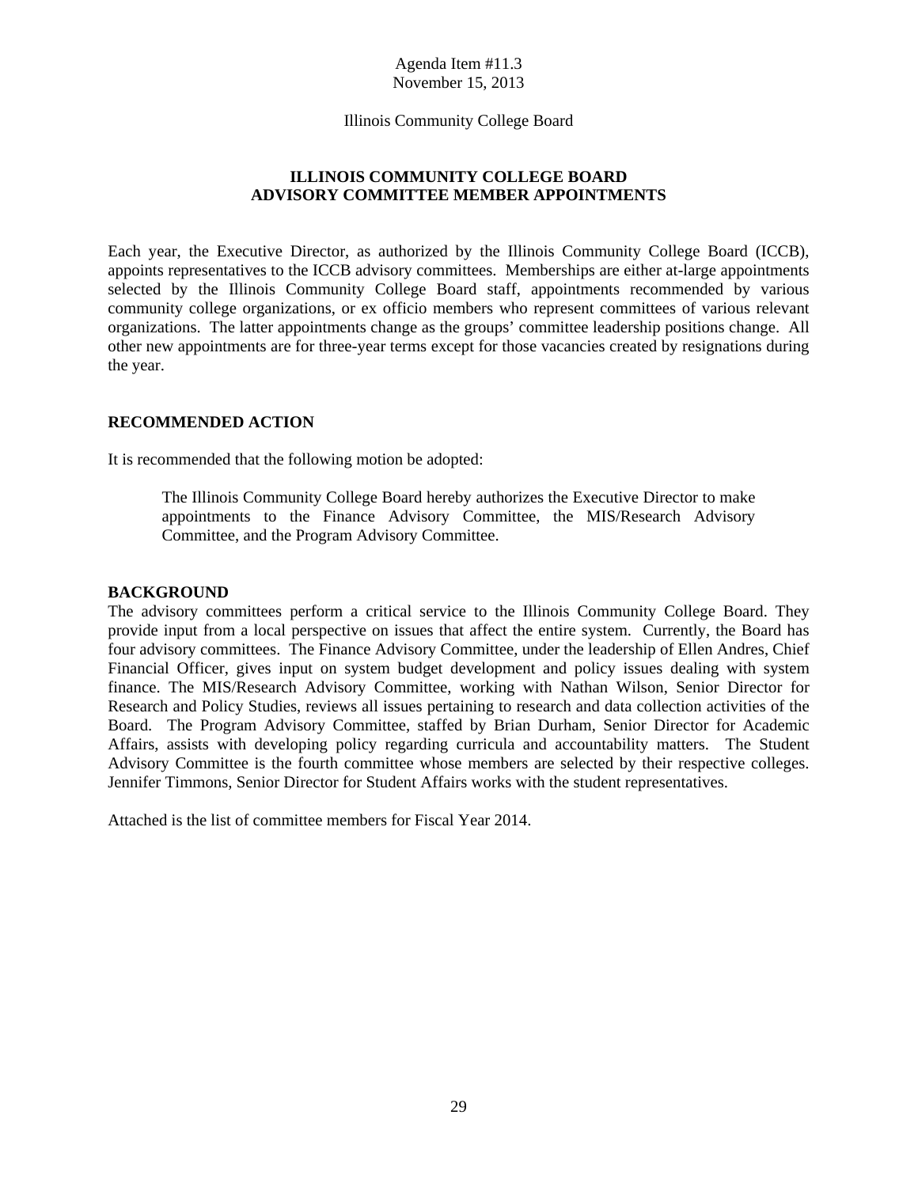Agenda Item #11.3
November 15, 2013

Illinois Community College Board

## ILLINOIS COMMUNITY COLLEGE BOARD
## ADVISORY COMMITTEE MEMBER APPOINTMENTS

Each year, the Executive Director, as authorized by the Illinois Community College Board (ICCB), appoints representatives to the ICCB advisory committees. Memberships are either at-large appointments selected by the Illinois Community College Board staff, appointments recommended by various community college organizations, or ex officio members who represent committees of various relevant organizations. The latter appointments change as the groups' committee leadership positions change. All other new appointments are for three-year terms except for those vacancies created by resignations during the year.

### RECOMMENDED ACTION

It is recommended that the following motion be adopted:

> The Illinois Community College Board hereby authorizes the Executive Director to make appointments to the Finance Advisory Committee, the MIS/Research Advisory Committee, and the Program Advisory Committee.

### BACKGROUND

The advisory committees perform a critical service to the Illinois Community College Board. They provide input from a local perspective on issues that affect the entire system. Currently, the Board has four advisory committees. The Finance Advisory Committee, under the leadership of Ellen Andres, Chief Financial Officer, gives input on system budget development and policy issues dealing with system finance. The MIS/Research Advisory Committee, working with Nathan Wilson, Senior Director for Research and Policy Studies, reviews all issues pertaining to research and data collection activities of the Board. The Program Advisory Committee, staffed by Brian Durham, Senior Director for Academic Affairs, assists with developing policy regarding curricula and accountability matters. The Student Advisory Committee is the fourth committee whose members are selected by their respective colleges. Jennifer Timmons, Senior Director for Student Affairs works with the student representatives.

Attached is the list of committee members for Fiscal Year 2014.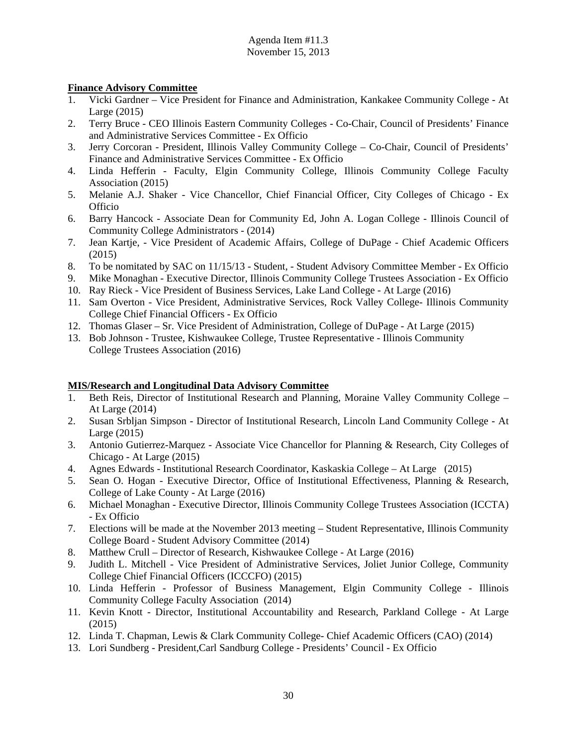Agenda Item #11.3
November 15, 2013

**Finance Advisory Committee**

1. Vicki Gardner – Vice President for Finance and Administration, Kankakee Community College - At Large (2015)
2. Terry Bruce - CEO Illinois Eastern Community Colleges - Co-Chair, Council of Presidents' Finance and Administrative Services Committee - Ex Officio
3. Jerry Corcoran - President, Illinois Valley Community College – Co-Chair, Council of Presidents' Finance and Administrative Services Committee - Ex Officio
4. Linda Hefferin - Faculty, Elgin Community College, Illinois Community College Faculty Association (2015)
5. Melanie A.J. Shaker - Vice Chancellor, Chief Financial Officer, City Colleges of Chicago - Ex Officio
6. Barry Hancock - Associate Dean for Community Ed, John A. Logan College - Illinois Council of Community College Administrators - (2014)
7. Jean Kartje, - Vice President of Academic Affairs, College of DuPage - Chief Academic Officers (2015)
8. To be nomitated by SAC on 11/15/13 - Student, - Student Advisory Committee Member - Ex Officio
9. Mike Monaghan - Executive Director, Illinois Community College Trustees Association - Ex Officio
10. Ray Rieck - Vice President of Business Services, Lake Land College - At Large (2016)
11. Sam Overton - Vice President, Administrative Services, Rock Valley College- Illinois Community College Chief Financial Officers - Ex Officio
12. Thomas Glaser – Sr. Vice President of Administration, College of DuPage - At Large (2015)
13. Bob Johnson - Trustee, Kishwaukee College, Trustee Representative - Illinois Community College Trustees Association (2016)

**MIS/Research and Longitudinal Data Advisory Committee**

1. Beth Reis, Director of Institutional Research and Planning, Moraine Valley Community College – At Large (2014)
2. Susan Srbljan Simpson - Director of Institutional Research, Lincoln Land Community College - At Large (2015)
3. Antonio Gutierrez-Marquez - Associate Vice Chancellor for Planning & Research, City Colleges of Chicago - At Large (2015)
4. Agnes Edwards - Institutional Research Coordinator, Kaskaskia College – At Large (2015)
5. Sean O. Hogan - Executive Director, Office of Institutional Effectiveness, Planning & Research, College of Lake County - At Large (2016)
6. Michael Monaghan - Executive Director, Illinois Community College Trustees Association (ICCTA) - Ex Officio
7. Elections will be made at the November 2013 meeting – Student Representative, Illinois Community College Board - Student Advisory Committee (2014)
8. Matthew Crull – Director of Research, Kishwaukee College - At Large (2016)
9. Judith L. Mitchell - Vice President of Administrative Services, Joliet Junior College, Community College Chief Financial Officers (ICCCFO) (2015)
10. Linda Hefferin - Professor of Business Management, Elgin Community College - Illinois Community College Faculty Association (2014)
11. Kevin Knott - Director, Institutional Accountability and Research, Parkland College - At Large (2015)
12. Linda T. Chapman, Lewis & Clark Community College- Chief Academic Officers (CAO) (2014)
13. Lori Sundberg - President,Carl Sandburg College - Presidents' Council - Ex Officio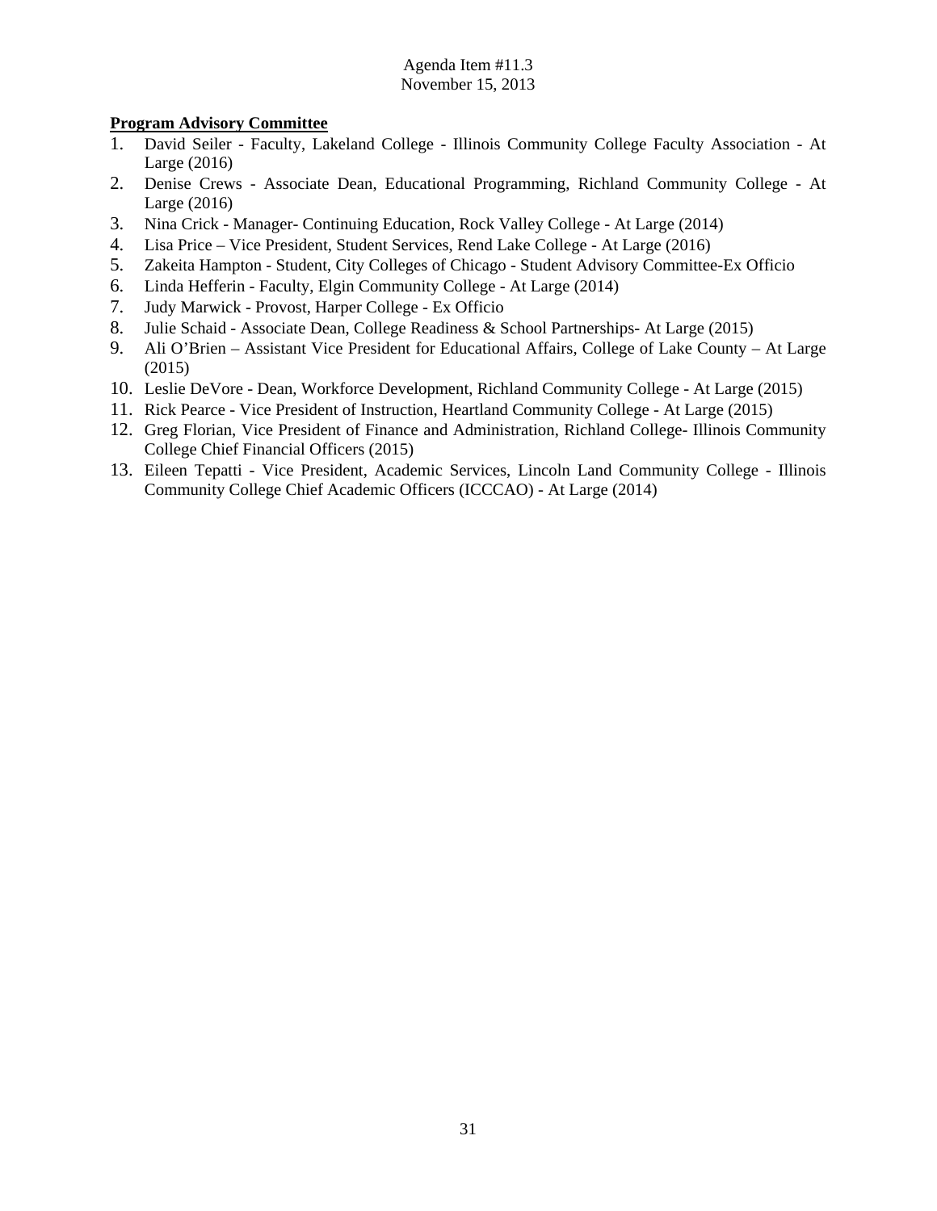Agenda Item #11.3
November 15, 2013

**Program Advisory Committee**

1. David Seiler - Faculty, Lakeland College - Illinois Community College Faculty Association - At Large (2016)
2. Denise Crews - Associate Dean, Educational Programming, Richland Community College - At Large (2016)
3. Nina Crick - Manager- Continuing Education, Rock Valley College - At Large (2014)
4. Lisa Price – Vice President, Student Services, Rend Lake College - At Large (2016)
5. Zakeita Hampton - Student, City Colleges of Chicago - Student Advisory Committee-Ex Officio
6. Linda Hefferin - Faculty, Elgin Community College - At Large (2014)
7. Judy Marwick - Provost, Harper College - Ex Officio
8. Julie Schaid - Associate Dean, College Readiness & School Partnerships- At Large (2015)
9. Ali O'Brien – Assistant Vice President for Educational Affairs, College of Lake County – At Large (2015)
10. Leslie DeVore - Dean, Workforce Development, Richland Community College - At Large (2015)
11. Rick Pearce - Vice President of Instruction, Heartland Community College - At Large (2015)
12. Greg Florian, Vice President of Finance and Administration, Richland College- Illinois Community College Chief Financial Officers (2015)
13. Eileen Tepatti - Vice President, Academic Services, Lincoln Land Community College - Illinois Community College Chief Academic Officers (ICCCAO) - At Large (2014)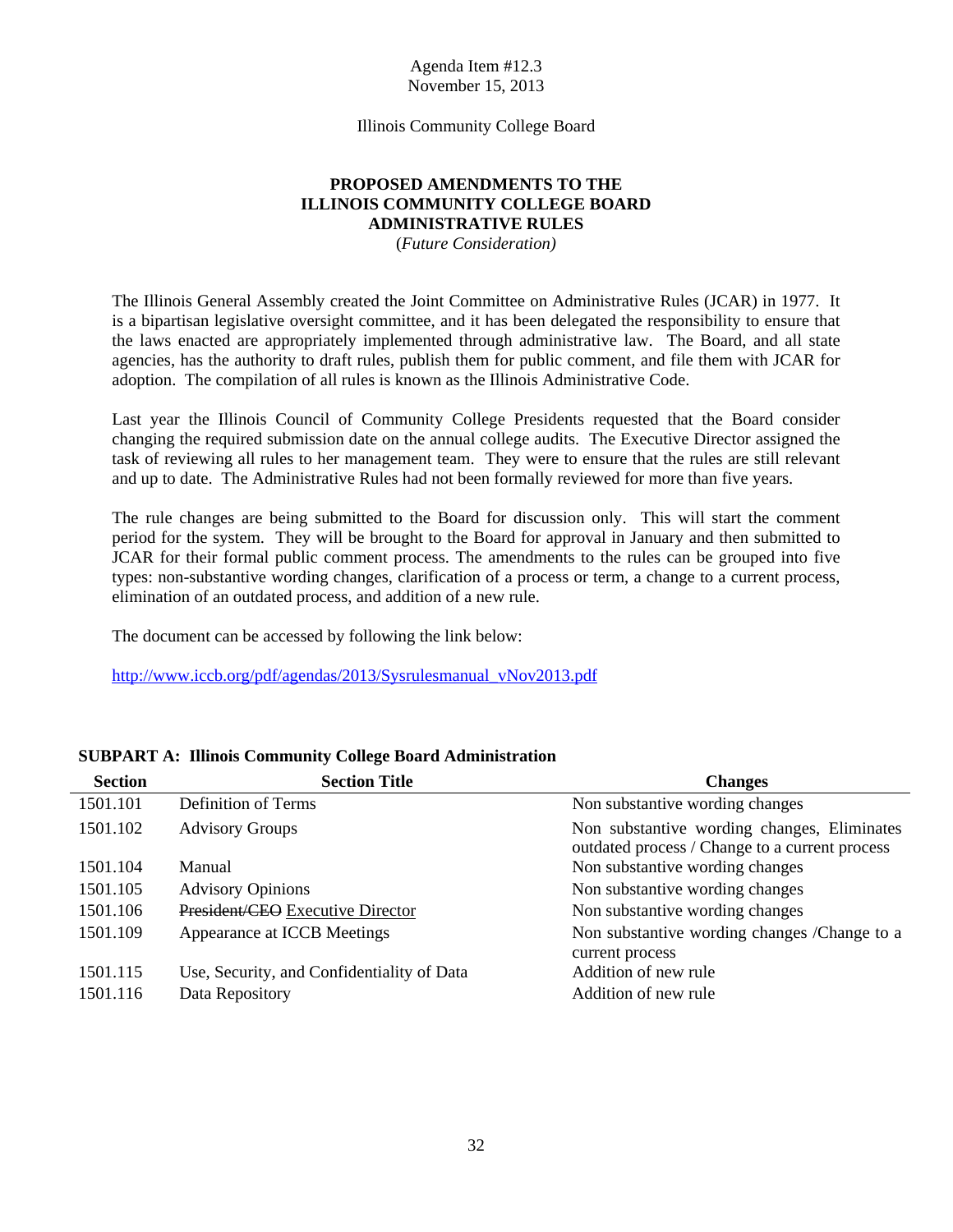Agenda Item #12.3
November 15, 2013

Illinois Community College Board

**PROPOSED AMENDMENTS TO THE ILLINOIS COMMUNITY COLLEGE BOARD ADMINISTRATIVE RULES**

(*Future Consideration)*

The Illinois General Assembly created the Joint Committee on Administrative Rules (JCAR) in 1977. It is a bipartisan legislative oversight committee, and it has been delegated the responsibility to ensure that the laws enacted are appropriately implemented through administrative law. The Board, and all state agencies, has the authority to draft rules, publish them for public comment, and file them with JCAR for adoption. The compilation of all rules is known as the Illinois Administrative Code.

Last year the Illinois Council of Community College Presidents requested that the Board consider changing the required submission date on the annual college audits. The Executive Director assigned the task of reviewing all rules to her management team. They were to ensure that the rules are still relevant and up to date. The Administrative Rules had not been formally reviewed for more than five years.

The rule changes are being submitted to the Board for discussion only. This will start the comment period for the system. They will be brought to the Board for approval in January and then submitted to JCAR for their formal public comment process. The amendments to the rules can be grouped into five types: non-substantive wording changes, clarification of a process or term, a change to a current process, elimination of an outdated process, and addition of a new rule.

The document can be accessed by following the link below:

http://www.iccb.org/pdf/agendas/2013/Sysrulesmanual_vNov2013.pdf

**SUBPART A: Illinois Community College Board Administration**

| Section | Section Title | Changes |
|---|---|---|
| 1501.101 | Definition of Terms | Non substantive wording changes |
| 1501.102 | Advisory Groups | Non substantive wording changes, Eliminates outdated process / Change to a current process |
| 1501.104 | Manual | Non substantive wording changes |
| 1501.105 | Advisory Opinions | Non substantive wording changes |
| 1501.106 | ~~President/CEO~~ Executive Director | Non substantive wording changes |
| 1501.109 | Appearance at ICCB Meetings | Non substantive wording changes /Change to a current process |
| 1501.115 | Use, Security, and Confidentiality of Data | Addition of new rule |
| 1501.116 | Data Repository | Addition of new rule |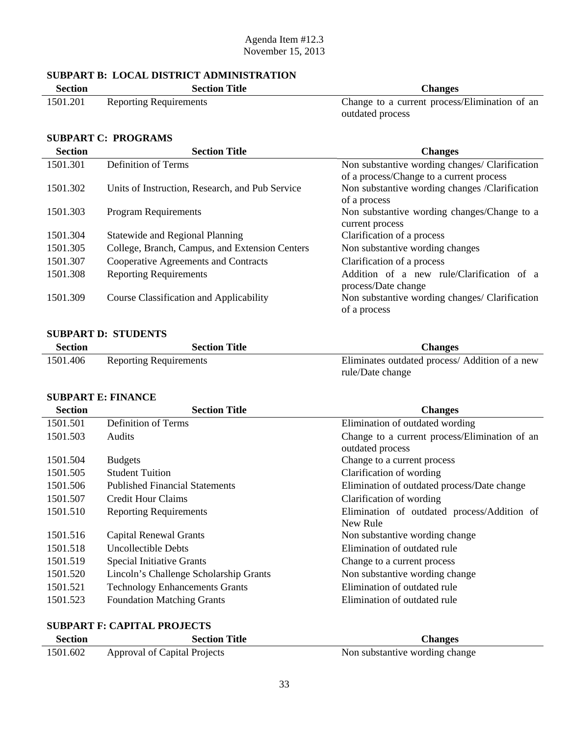Agenda Item #12.3
November 15, 2013

**SUBPART B: LOCAL DISTRICT ADMINISTRATION**

| Section | Section Title | Changes |
|---|---|---|
| 1501.201 | Reporting Requirements | Change to a current process/Elimination of an outdated process |

**SUBPART C: PROGRAMS**

| Section | Section Title | Changes |
|---|---|---|
| 1501.301 | Definition of Terms | Non substantive wording changes/ Clarification of a process/Change to a current process |
| 1501.302 | Units of Instruction, Research, and Pub Service | Non substantive wording changes /Clarification of a process |
| 1501.303 | Program Requirements | Non substantive wording changes/Change to a current process |
| 1501.304 | Statewide and Regional Planning | Clarification of a process |
| 1501.305 | College, Branch, Campus, and Extension Centers | Non substantive wording changes |
| 1501.307 | Cooperative Agreements and Contracts | Clarification of a process |
| 1501.308 | Reporting Requirements | Addition of a new rule/Clarification of a process/Date change |
| 1501.309 | Course Classification and Applicability | Non substantive wording changes/ Clarification of a process |

**SUBPART D: STUDENTS**

| Section | Section Title | Changes |
|---|---|---|
| 1501.406 | Reporting Requirements | Eliminates outdated process/ Addition of a new rule/Date change |

**SUBPART E: FINANCE**

| Section | Section Title | Changes |
|---|---|---|
| 1501.501 | Definition of Terms | Elimination of outdated wording |
| 1501.503 | Audits | Change to a current process/Elimination of an outdated process |
| 1501.504 | Budgets | Change to a current process |
| 1501.505 | Student Tuition | Clarification of wording |
| 1501.506 | Published Financial Statements | Elimination of outdated process/Date change |
| 1501.507 | Credit Hour Claims | Clarification of wording |
| 1501.510 | Reporting Requirements | Elimination of outdated process/Addition of New Rule |
| 1501.516 | Capital Renewal Grants | Non substantive wording change |
| 1501.518 | Uncollectible Debts | Elimination of outdated rule |
| 1501.519 | Special Initiative Grants | Change to a current process |
| 1501.520 | Lincoln's Challenge Scholarship Grants | Non substantive wording change |
| 1501.521 | Technology Enhancements Grants | Elimination of outdated rule |
| 1501.523 | Foundation Matching Grants | Elimination of outdated rule |

**SUBPART F: CAPITAL PROJECTS**

| Section | Section Title | Changes |
|---|---|---|
| 1501.602 | Approval of Capital Projects | Non substantive wording change |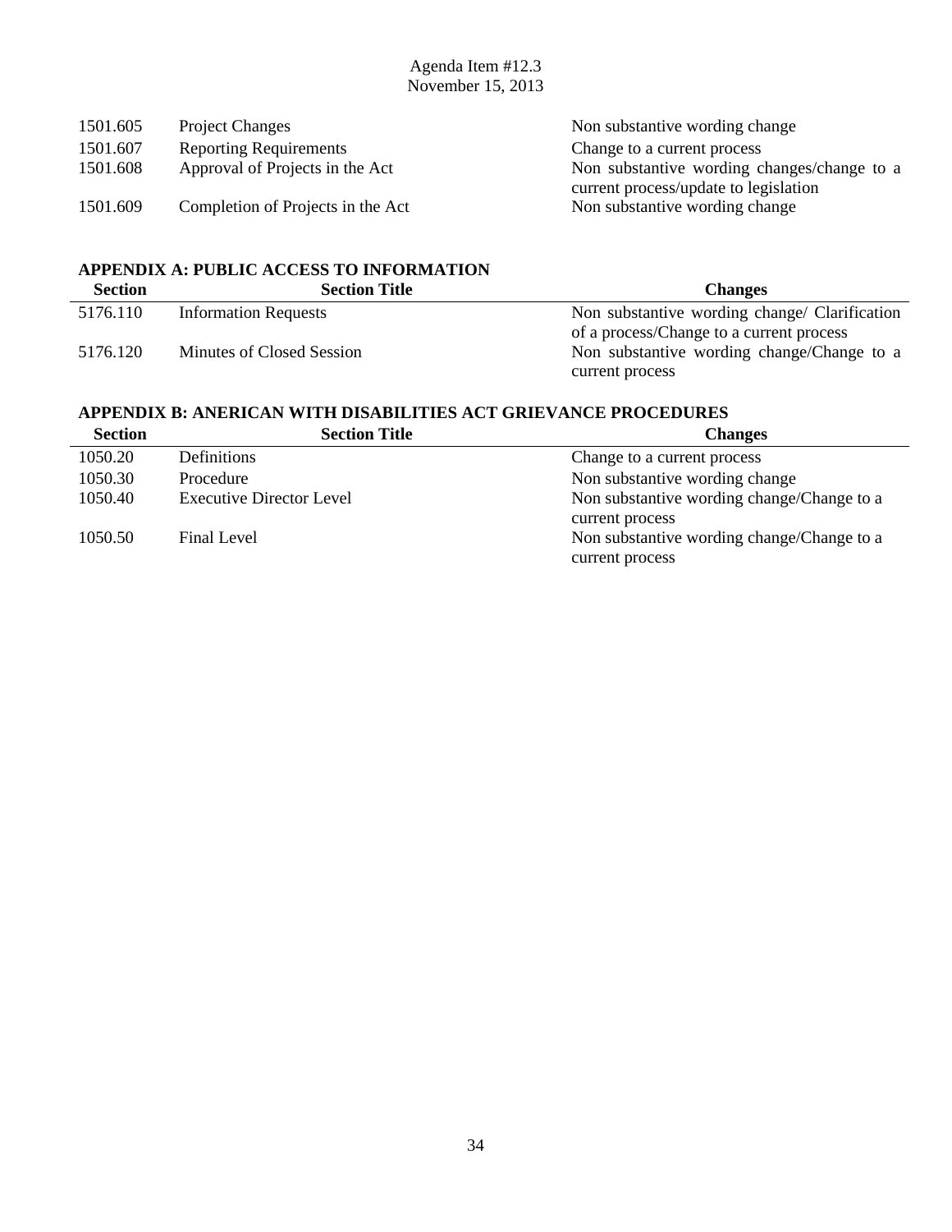| | | |
|---|---|---|
| 1501.605 | Project Changes | Non substantive wording change |
| 1501.607 | Reporting Requirements | Change to a current process |
| 1501.608 | Approval of Projects in the Act | Non substantive wording changes/change to a current process/update to legislation |
| 1501.609 | Completion of Projects in the Act | Non substantive wording change |

**APPENDIX A: PUBLIC ACCESS TO INFORMATION**

| Section | Section Title | Changes |
|---|---|---|
| 5176.110 | Information Requests | Non substantive wording change/ Clarification of a process/Change to a current process |
| 5176.120 | Minutes of Closed Session | Non substantive wording change/Change to a current process |

**APPENDIX B: ANERICAN WITH DISABILITIES ACT GRIEVANCE PROCEDURES**

| Section | Section Title | Changes |
|---|---|---|
| 1050.20 | Definitions | Change to a current process |
| 1050.30 | Procedure | Non substantive wording change |
| 1050.40 | Executive Director Level | Non substantive wording change/Change to a current process |
| 1050.50 | Final Level | Non substantive wording change/Change to a current process |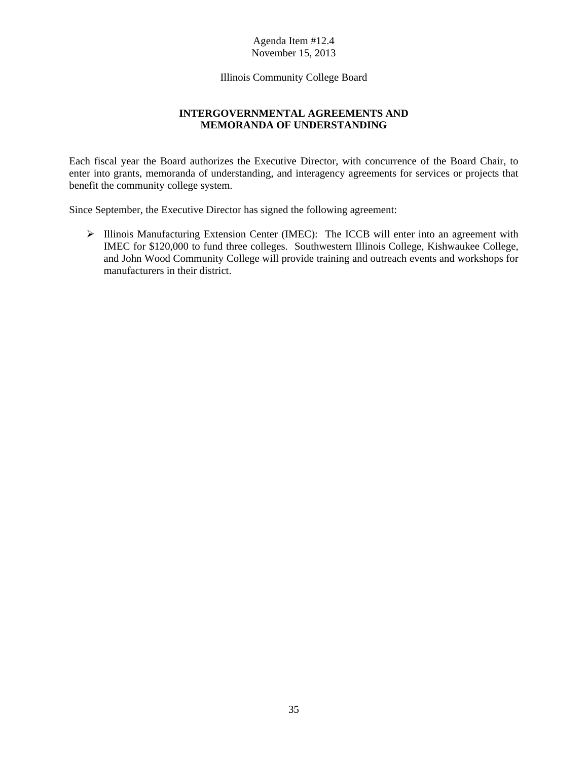Agenda Item #12.4
November 15, 2013

Illinois Community College Board

## INTERGOVERNMENTAL AGREEMENTS AND MEMORANDA OF UNDERSTANDING

Each fiscal year the Board authorizes the Executive Director, with concurrence of the Board Chair, to enter into grants, memoranda of understanding, and interagency agreements for services or projects that benefit the community college system.

Since September, the Executive Director has signed the following agreement:

- Illinois Manufacturing Extension Center (IMEC): The ICCB will enter into an agreement with IMEC for $120,000 to fund three colleges. Southwestern Illinois College, Kishwaukee College, and John Wood Community College will provide training and outreach events and workshops for manufacturers in their district.